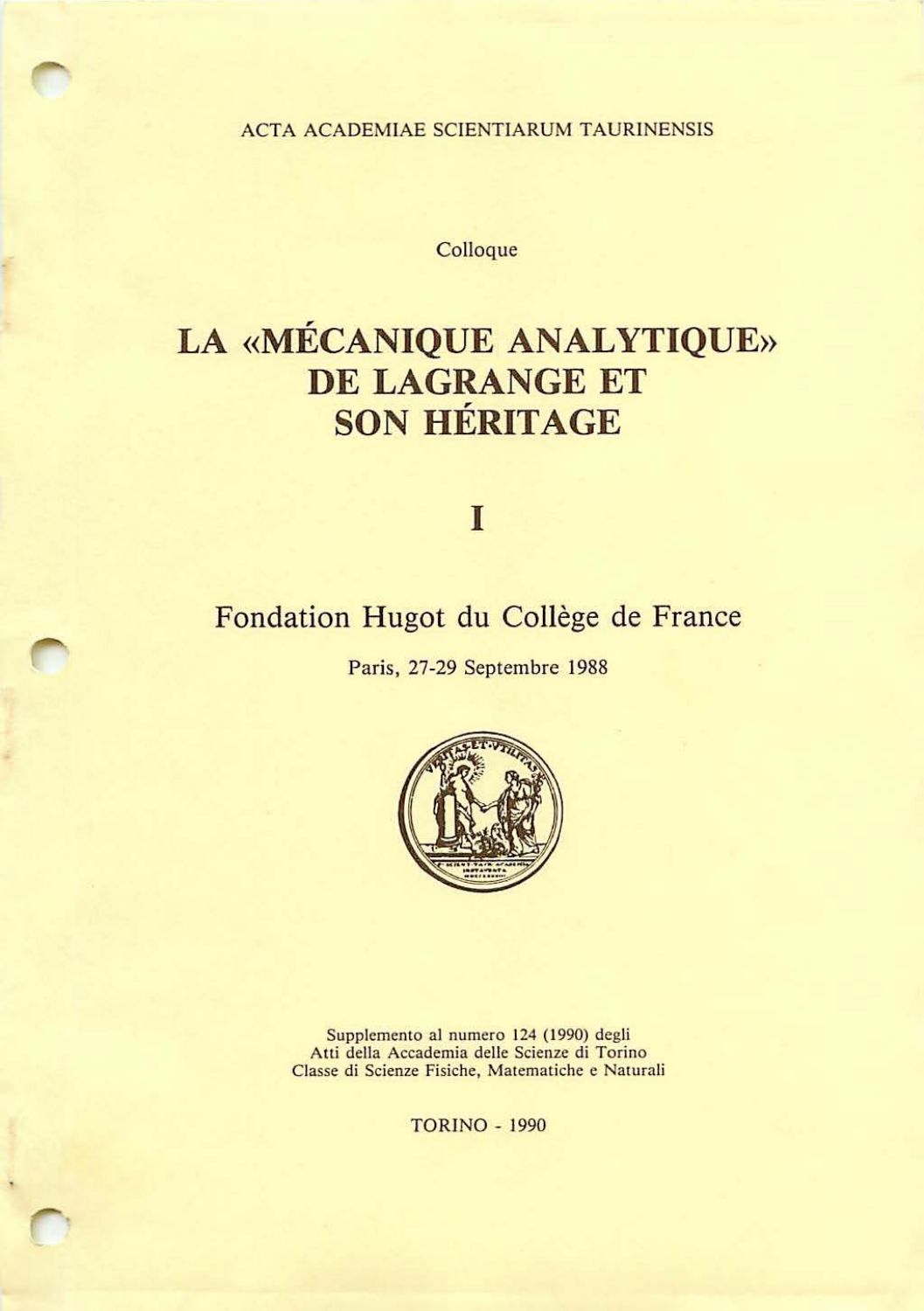ACTA ACADEMIAE SCIENTIARUM TAURINENSIS

Colloque

# LA «MÉCANIQUE ANALYTIQUE» DE LAGRANGE ET SON HÉRITAGE

# I

## Fondation Hugot du Collège de France

Paris, 27-29 Septembre 1988

Supplemento al numero 124 (1990) degli
Atti della Accademia delle Scienze di Torino
Classe di Scienze Fisiche, Matematiche e Naturali

TORINO - 1990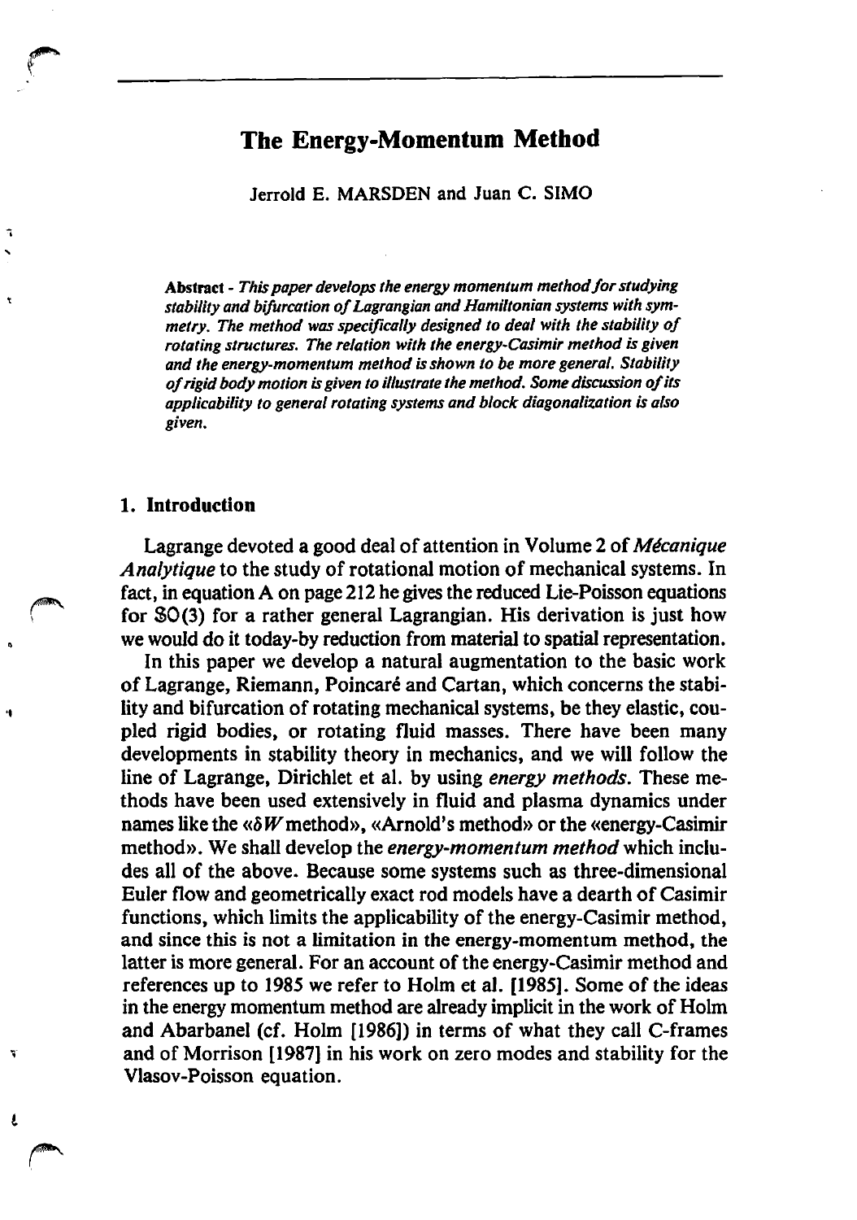# The Energy-Momentum Method

Jerrold E. MARSDEN and Juan C. SIMO

**Abstract** - *This paper develops the energy momentum method for studying stability and bifurcation of Lagrangian and Hamiltonian systems with symmetry. The method was specifically designed to deal with the stability of rotating structures. The relation with the energy-Casimir method is given and the energy-momentum method is shown to be more general. Stability of rigid body motion is given to illustrate the method. Some discussion of its applicability to general rotating systems and block diagonalization is also given.*

## 1. Introduction

Lagrange devoted a good deal of attention in Volume 2 of *Mécanique Analytique* to the study of rotational motion of mechanical systems. In fact, in equation A on page 212 he gives the reduced Lie-Poisson equations for $SO(3)$ for a rather general Lagrangian. His derivation is just how we would do it today-by reduction from material to spatial representation.

In this paper we develop a natural augmentation to the basic work of Lagrange, Riemann, Poincaré and Cartan, which concerns the stability and bifurcation of rotating mechanical systems, be they elastic, coupled rigid bodies, or rotating fluid masses. There have been many developments in stability theory in mechanics, and we will follow the line of Lagrange, Dirichlet et al. by using *energy methods*. These methods have been used extensively in fluid and plasma dynamics under names like the «$\delta W$ method», «Arnold's method» or the «energy-Casimir method». We shall develop the *energy-momentum method* which includes all of the above. Because some systems such as three-dimensional Euler flow and geometrically exact rod models have a dearth of Casimir functions, which limits the applicability of the energy-Casimir method, and since this is not a limitation in the energy-momentum method, the latter is more general. For an account of the energy-Casimir method and references up to 1985 we refer to Holm et al. [1985]. Some of the ideas in the energy momentum method are already implicit in the work of Holm and Abarbanel (cf. Holm [1986]) in terms of what they call C-frames and of Morrison [1987] in his work on zero modes and stability for the Vlasov-Poisson equation.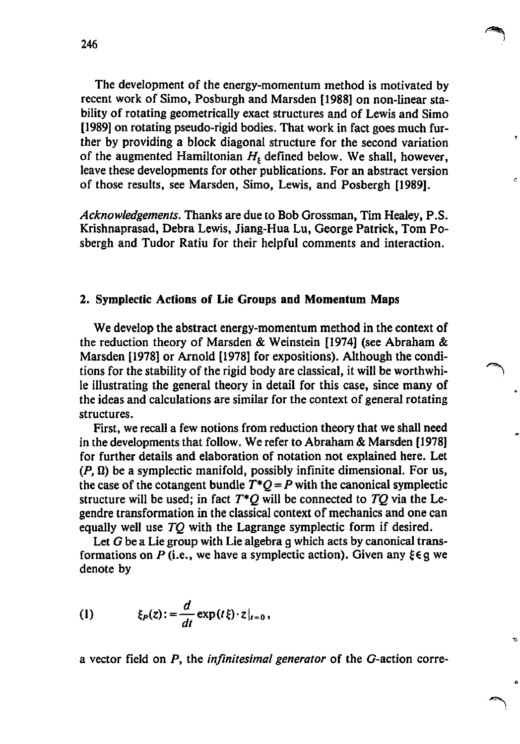The development of the energy-momentum method is motivated by recent work of Simo, Posburgh and Marsden [1988] on non-linear stability of rotating geometrically exact structures and of Lewis and Simo [1989] on rotating pseudo-rigid bodies. That work in fact goes much further by providing a block diagonal structure for the second variation of the augmented Hamiltonian $H_\xi$ defined below. We shall, however, leave these developments for other publications. For an abstract version of those results, see Marsden, Simo, Lewis, and Posbergh [1989].

*Acknowledgements.* Thanks are due to Bob Grossman, Tim Healey, P.S. Krishnaprasad, Debra Lewis, Jiang-Hua Lu, George Patrick, Tom Posbergh and Tudor Ratiu for their helpful comments and interaction.

## 2. Symplectic Actions of Lie Groups and Momentum Maps

We develop the abstract energy-momentum method in the context of the reduction theory of Marsden & Weinstein [1974] (see Abraham & Marsden [1978] or Arnold [1978] for expositions). Although the conditions for the stability of the rigid body are classical, it will be worthwhile illustrating the general theory in detail for this case, since many of the ideas and calculations are similar for the context of general rotating structures.

First, we recall a few notions from reduction theory that we shall need in the developments that follow. We refer to Abraham & Marsden [1978] for further details and elaboration of notation not explained here. Let $(P, \Omega)$ be a symplectic manifold, possibly infinite dimensional. For us, the case of the cotangent bundle $T^*Q = P$ with the canonical symplectic structure will be used; in fact $T^*Q$ will be connected to $TQ$ via the Legendre transformation in the classical context of mechanics and one can equally well use $TQ$ with the Lagrange symplectic form if desired.

Let $G$ be a Lie group with Lie algebra $\mathfrak{g}$ which acts by canonical transformations on $P$ (i.e., we have a symplectic action). Given any $\xi \in \mathfrak{g}$ we denote by

$$
(1) \qquad \xi_P(z) := \frac{d}{dt} \exp(t\xi) \cdot z|_{t=0},
$$

a vector field on $P$, the *infinitesimal generator* of the $G$-action corre-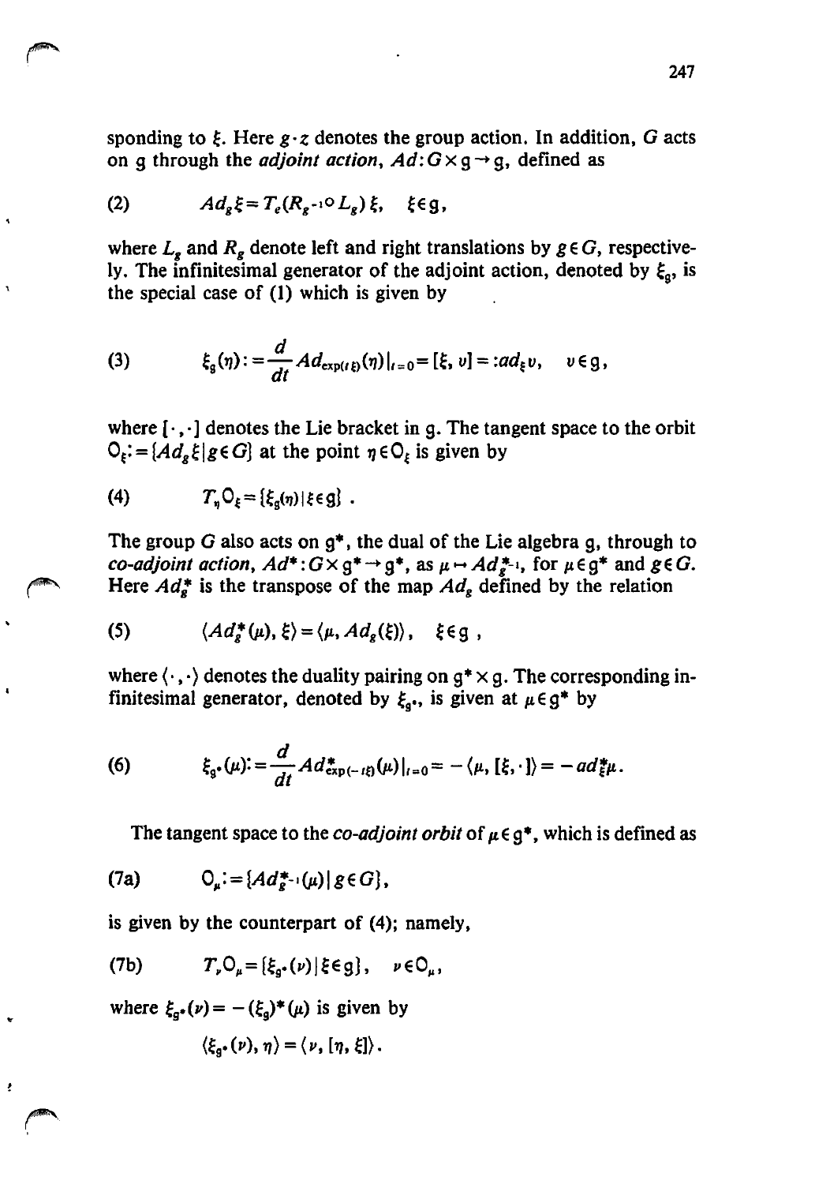sponding to $\xi$. Here $g \cdot z$ denotes the group action. In addition, $G$ acts on g through the *adjoint action*, $Ad: G \times g \to g$, defined as

$$(2) \qquad Ad_g \xi = T_e(R_{g^{-1}} \circ L_g)\,\xi, \quad \xi \in g,$$

where $L_g$ and $R_g$ denote left and right translations by $g \in G$, respectively. The infinitesimal generator of the adjoint action, denoted by $\xi_g$, is the special case of (1) which is given by

$$(3) \qquad \xi_g(\eta) := \frac{d}{dt} Ad_{\exp(t\xi)}(\eta)\big|_{t=0} = [\xi, v] =: ad_\xi v, \quad v \in g,$$

where $[\cdot,\cdot]$ denotes the Lie bracket in g. The tangent space to the orbit $O_\xi := \{Ad_g \xi \mid g \in G\}$ at the point $\eta \in O_\xi$ is given by

$$(4) \qquad T_\eta O_\xi = \{\xi_g(\eta) \mid \xi \in g\} \ .$$

The group $G$ also acts on $g^*$, the dual of the Lie algebra g, through to *co-adjoint action*, $Ad^*: G \times g^* \to g^*$, as $\mu \mapsto Ad^*_{g^{-1}}$, for $\mu \in g^*$ and $g \in G$. Here $Ad^*_g$ is the transpose of the map $Ad_g$ defined by the relation

$$(5) \qquad \langle Ad^*_g(\mu), \xi \rangle = \langle \mu, Ad_g(\xi) \rangle, \quad \xi \in g \ ,$$

where $\langle \cdot,\cdot \rangle$ denotes the duality pairing on $g^* \times g$. The corresponding infinitesimal generator, denoted by $\xi_{g^*}$, is given at $\mu \in g^*$ by

$$(6) \qquad \xi_{g^*}(\mu) := \frac{d}{dt} Ad^*_{\exp(-t\xi)}(\mu)\big|_{t=0} = -\langle \mu, [\xi, \cdot\,] \rangle = -ad^*_\xi \mu .$$

The tangent space to the *co-adjoint orbit* of $\mu \in g^*$, which is defined as

$$(7a) \qquad O_\mu := \{Ad^*_{g^{-1}}(\mu) \mid g \in G\},$$

is given by the counterpart of (4); namely,

$$(7b) \qquad T_\nu O_\mu = \{\xi_{g^*}(\nu) \mid \xi \in g\}, \quad \nu \in O_\mu ,$$

where $\xi_{g^*}(\nu) = -(\xi_g)^*(\mu)$ is given by

$$\langle \xi_{g^*}(\nu), \eta \rangle = \langle \nu, [\eta, \xi] \rangle .$$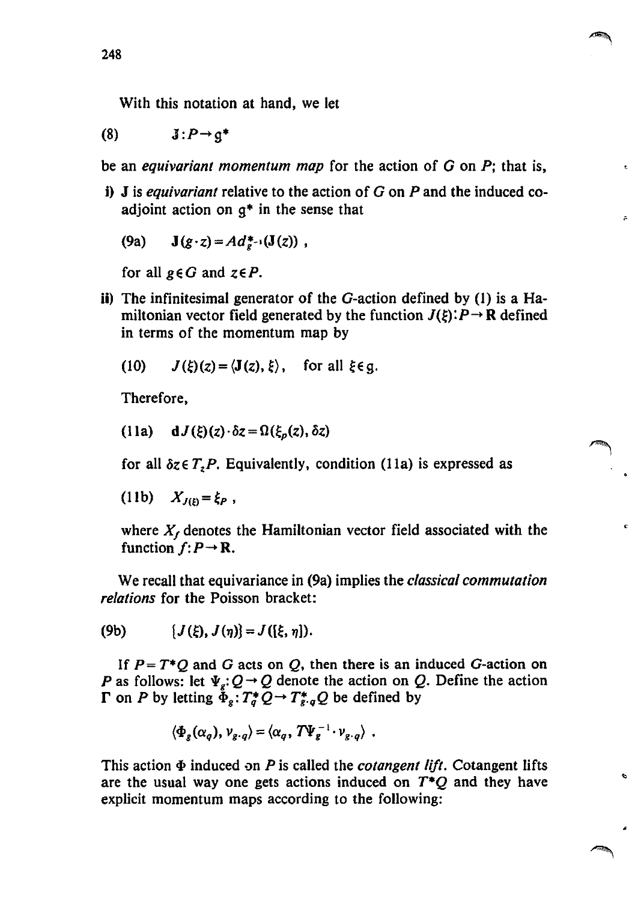With this notation at hand, we let

$$(8) \qquad \mathbf{J}: P \to \mathfrak{g}^*$$

be an *equivariant momentum map* for the action of $G$ on $P$; that is,

i) $\mathbf{J}$ is *equivariant* relative to the action of $G$ on $P$ and the induced co-adjoint action on $\mathfrak{g}^*$ in the sense that

$$(9a) \qquad \mathbf{J}(g \cdot z) = Ad^*_{g^{-1}}(\mathbf{J}(z)) \; ,$$

for all $g \in G$ and $z \in P$.

ii) The infinitesimal generator of the $G$-action defined by (1) is a Hamiltonian vector field generated by the function $J(\xi): P \to \mathbf{R}$ defined in terms of the momentum map by

$$(10) \qquad J(\xi)(z) = \langle \mathbf{J}(z), \xi \rangle \, , \quad \text{for all } \xi \in \mathfrak{g}.$$

Therefore,

$$(11a) \qquad \mathbf{d}J(\xi)(z) \cdot \delta z = \Omega(\xi_p(z), \delta z)$$

for all $\delta z \in T_z P$. Equivalently, condition (11a) is expressed as

$$(11b) \qquad X_{J(\xi)} = \xi_P \; ,$$

where $X_f$ denotes the Hamiltonian vector field associated with the function $f: P \to \mathbf{R}$.

We recall that equivariance in (9a) implies the *classical commutation relations* for the Poisson bracket:

$$(9b) \qquad \{J(\xi), J(\eta)\} = J([\xi, \eta]).$$

If $P = T^*Q$ and $G$ acts on $Q$, then there is an induced $G$-action on $P$ as follows: let $\Psi_g: Q \to Q$ denote the action on $Q$. Define the action $\Gamma$ on $P$ by letting $\Phi_g: T^*_q Q \to T^*_{g \cdot q} Q$ be defined by

$$\langle \Phi_g(\alpha_q), v_{g \cdot q} \rangle = \langle \alpha_q, T\Psi_g^{-1} \cdot v_{g \cdot q} \rangle \; .$$

This action $\Phi$ induced on $P$ is called the *cotangent lift*. Cotangent lifts are the usual way one gets actions induced on $T^*Q$ and they have explicit momentum maps according to the following: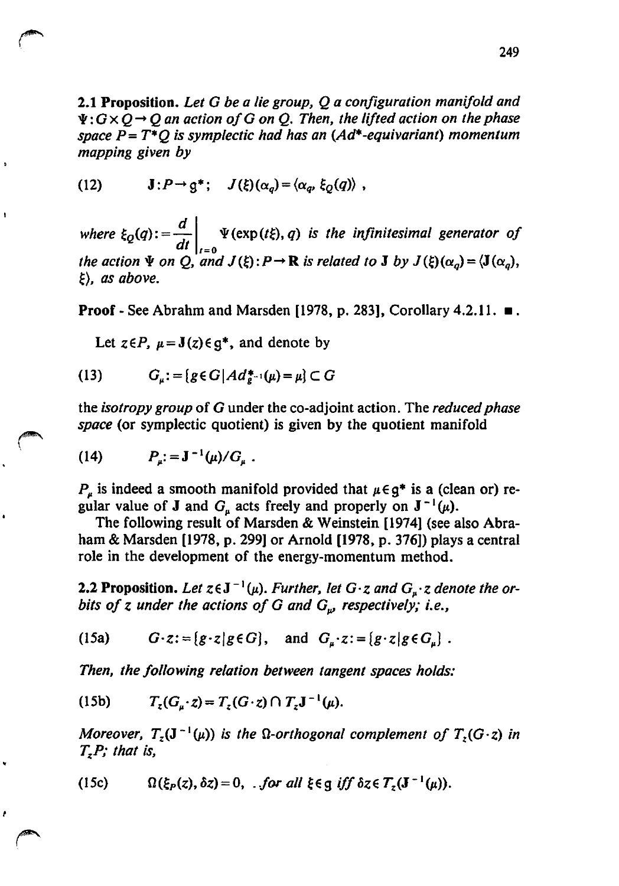**2.1 Proposition.** *Let $G$ be a lie group, $Q$ a configuration manifold and $\Psi: G \times Q \rightarrow Q$ an action of $G$ on $Q$. Then, the lifted action on the phase space $P = T^*Q$ is symplectic had has an ($Ad^*$-equivariant) momentum mapping given by*

$$\text{(12)} \qquad \mathbf{J}: P \rightarrow \mathfrak{g}^*; \quad J(\xi)(\alpha_q) = \langle \alpha_q, \xi_Q(q) \rangle \ ,$$

*where $\xi_Q(q) := \left.\frac{d}{dt}\right|_{t=0} \Psi(\exp(t\xi), q)$ is the infinitesimal generator of the action $\Psi$ on $Q$, and $J(\xi): P \rightarrow \mathbf{R}$ is related to $\mathbf{J}$ by $J(\xi)(\alpha_q) = \langle \mathbf{J}(\alpha_q), \xi \rangle$, as above.*

**Proof** - See Abrahm and Marsden [1978, p. 283], Corollary 4.2.11. ■.

Let $z \in P$, $\mu = \mathbf{J}(z) \in \mathfrak{g}^*$, and denote by

$$\text{(13)} \qquad G_\mu := \{ g \in G \mid Ad^*_{g^{-1}}(\mu) = \mu \} \subset G$$

the *isotropy group* of $G$ under the co-adjoint action. The *reduced phase space* (or symplectic quotient) is given by the quotient manifold

$$\text{(14)} \qquad P_\mu := \mathbf{J}^{-1}(\mu)/G_\mu \ .$$

$P_\mu$ is indeed a smooth manifold provided that $\mu \in \mathfrak{g}^*$ is a (clean or) regular value of $\mathbf{J}$ and $G_\mu$ acts freely and properly on $\mathbf{J}^{-1}(\mu)$.

The following result of Marsden & Weinstein [1974] (see also Abraham & Marsden [1978, p. 299] or Arnold [1978, p. 376]) plays a central role in the development of the energy-momentum method.

**2.2 Proposition.** *Let $z \in \mathbf{J}^{-1}(\mu)$. Further, let $G \cdot z$ and $G_\mu \cdot z$ denote the orbits of $z$ under the actions of $G$ and $G_\mu$, respectively; i.e.,*

$$\text{(15a)} \qquad G \cdot z := \{ g \cdot z \mid g \in G \}, \quad \text{and} \quad G_\mu \cdot z := \{ g \cdot z \mid g \in G_\mu \} \ .$$

*Then, the following relation between tangent spaces holds:*

$$\text{(15b)} \qquad T_z(G_\mu \cdot z) = T_z(G \cdot z) \cap T_z \mathbf{J}^{-1}(\mu).$$

*Moreover, $T_z(\mathbf{J}^{-1}(\mu))$ is the $\Omega$-orthogonal complement of $T_z(G \cdot z)$ in $T_zP$; that is,*

$$\text{(15c)} \qquad \Omega(\xi_P(z), \delta z) = 0, \quad \textit{for all } \xi \in \mathfrak{g} \textit{ iff } \delta z \in T_z(\mathbf{J}^{-1}(\mu)).$$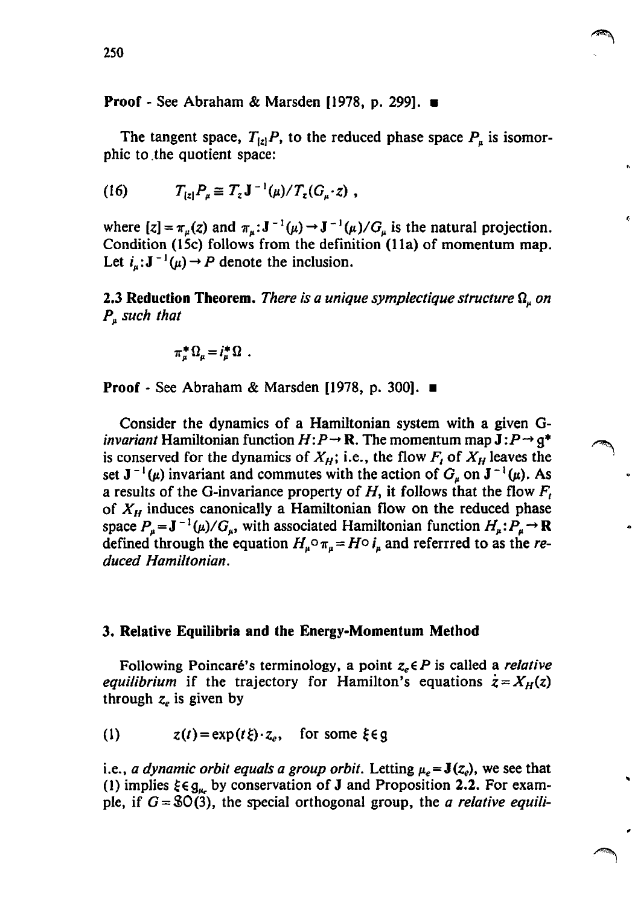**Proof** - See Abraham & Marsden [1978, p. 299]. ∎

The tangent space, $T_{[z]}P$, to the reduced phase space $P_\mu$ is isomorphic to the quotient space:

$$T_{[z]}P_\mu \cong T_z \mathbf{J}^{-1}(\mu)/T_z(G_\mu \cdot z) \; , \tag{16}$$

where $[z] = \pi_\mu(z)$ and $\pi_\mu : \mathbf{J}^{-1}(\mu) \to \mathbf{J}^{-1}(\mu)/G_\mu$ is the natural projection. Condition (15c) follows from the definition (11a) of momentum map. Let $i_\mu : \mathbf{J}^{-1}(\mu) \to P$ denote the inclusion.

**2.3 Reduction Theorem.** *There is a unique symplectique structure $\Omega_\mu$ on $P_\mu$ such that*

$$\pi_\mu^* \Omega_\mu = i_\mu^* \Omega \; .$$

**Proof** - See Abraham & Marsden [1978, p. 300]. ∎

Consider the dynamics of a Hamiltonian system with a given G-*invariant* Hamiltonian function $H : P \to \mathbf{R}$. The momentum map $\mathbf{J} : P \to \mathfrak{g}^*$ is conserved for the dynamics of $X_H$; i.e., the flow $F_t$ of $X_H$ leaves the set $\mathbf{J}^{-1}(\mu)$ invariant and commutes with the action of $G_\mu$ on $\mathbf{J}^{-1}(\mu)$. As a results of the G-invariance property of $H$, it follows that the flow $F_t$ of $X_H$ induces canonically a Hamiltonian flow on the reduced phase space $P_\mu = \mathbf{J}^{-1}(\mu)/G_\mu$, with associated Hamiltonian function $H_\mu : P_\mu \to \mathbf{R}$ defined through the equation $H_\mu \circ \pi_\mu = H \circ i_\mu$ and referrred to as the *reduced Hamiltonian*.

## 3. Relative Equilibria and the Energy-Momentum Method

Following Poincaré's terminology, a point $z_e \in P$ is called a *relative equilibrium* if the trajectory for Hamilton's equations $\dot{z} = X_H(z)$ through $z_e$ is given by

$$z(t) = \exp(t\xi) \cdot z_e, \quad \text{for some } \xi \in \mathfrak{g} \tag{1}$$

i.e., *a dynamic orbit equals a group orbit*. Letting $\mu_e = \mathbf{J}(z_e)$, we see that (1) implies $\xi \in \mathfrak{g}_{\mu_e}$ by conservation of $\mathbf{J}$ and Proposition **2.2**. For example, if $G = SO(3)$, the special orthogonal group, the *a relative equili-*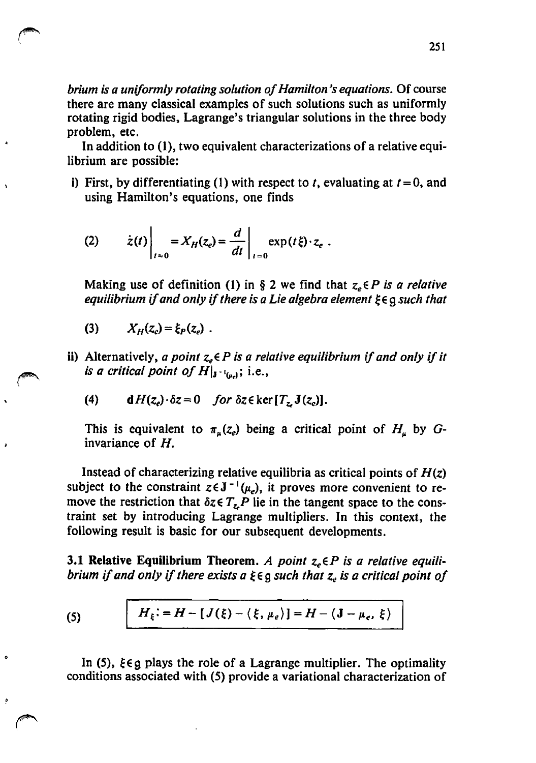*brium is a uniformly rotating solution of Hamilton's equations.* Of course there are many classical examples of such solutions such as uniformly rotating rigid bodies, Lagrange's triangular solutions in the three body problem, etc.

In addition to (1), two equivalent characterizations of a relative equilibrium are possible:

i) First, by differentiating (1) with respect to $t$, evaluating at $t=0$, and using Hamilton's equations, one finds

$$\dot{z}(t)\Big|_{t=0} = X_H(z_e) = \frac{d}{dt}\Big|_{t=0} \exp(t\xi)\cdot z_e \; . \tag{2}$$

Making use of definition (1) in § 2 we find that *$z_e \in P$ is a relative equilibrium if and only if there is a Lie algebra element $\xi \in \mathfrak{g}$ such that*

$$X_H(z_e) = \xi_P(z_e) \; . \tag{3}$$

ii) Alternatively, *a point $z_e \in P$ is a relative equilibrium if and only if it is a critical point of $H|_{\mathbf{J}^{-1}(\mu_e)}$*; i.e.,

$$\mathbf{d}H(z_e)\cdot\delta z = 0 \quad \textit{for } \delta z \in \ker[T_{z_e}\mathbf{J}(z_e)]. \tag{4}$$

This is equivalent to $\pi_\mu(z_e)$ being a critical point of $H_\mu$ by $G$-invariance of $H$.

Instead of characterizing relative equilibria as critical points of $H(z)$ subject to the constraint $z \in \mathbf{J}^{-1}(\mu_e)$, it proves more convenient to remove the restriction that $\delta z \in T_{z_e}P$ lie in the tangent space to the constraint set by introducing Lagrange multipliers. In this context, the following result is basic for our subsequent developments.

**3.1 Relative Equilibrium Theorem.** *A point $z_e \in P$ is a relative equilibrium if and only if there exists a $\xi \in \mathfrak{g}$ such that $z_e$ is a critical point of*

$$\boxed{H_\xi := H - [J(\xi) - \langle \xi, \mu_e \rangle] = H - \langle \mathbf{J} - \mu_e, \xi \rangle} \tag{5}$$

In (5), $\xi \in \mathfrak{g}$ plays the role of a Lagrange multiplier. The optimality conditions associated with (5) provide a variational characterization of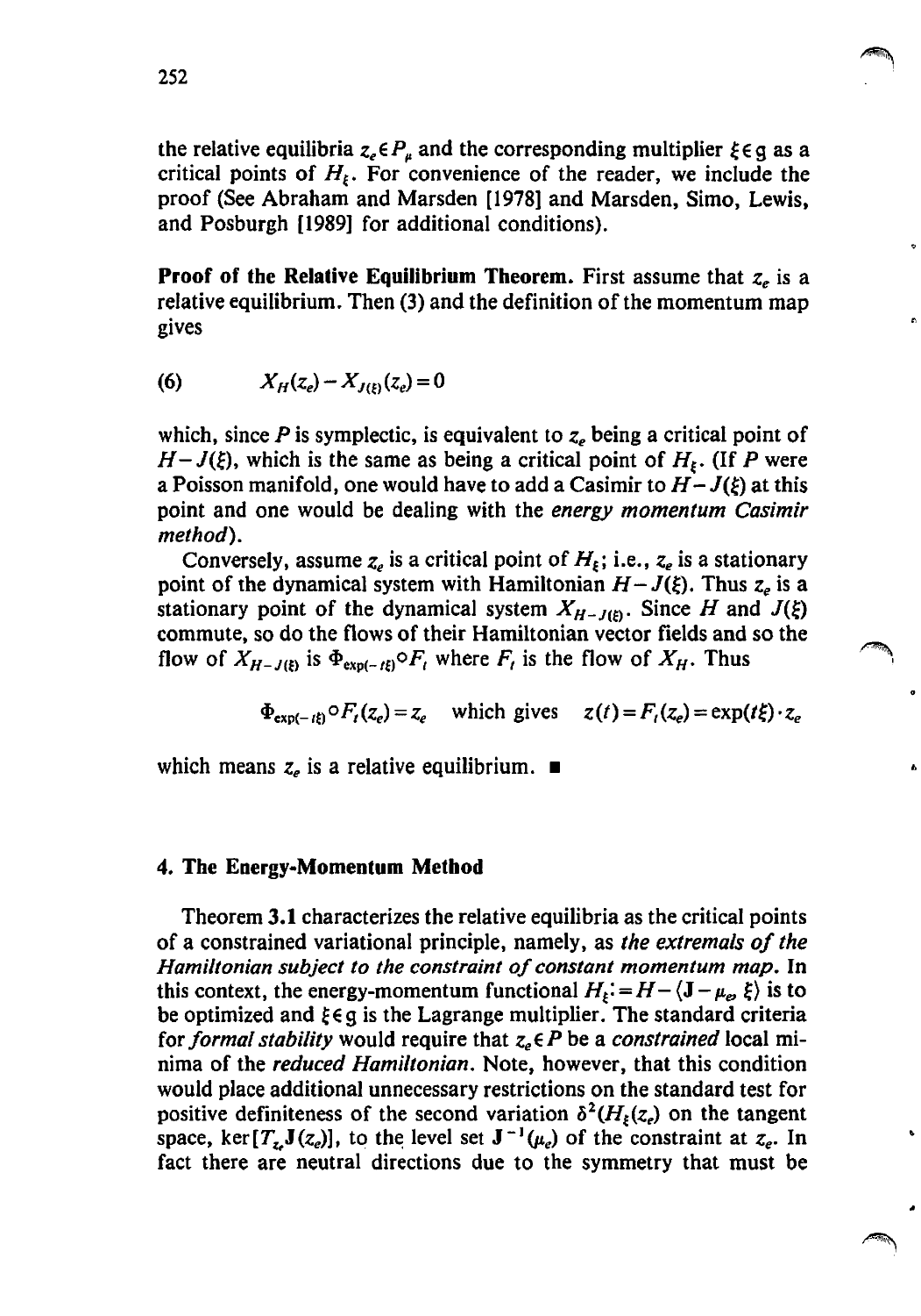the relative equilibria $z_e \in P_\mu$ and the corresponding multiplier $\xi \in \mathfrak{g}$ as a critical points of $H_\xi$. For convenience of the reader, we include the proof (See Abraham and Marsden [1978] and Marsden, Simo, Lewis, and Posburgh [1989] for additional conditions).

**Proof of the Relative Equilibrium Theorem.** First assume that $z_e$ is a relative equilibrium. Then (3) and the definition of the momentum map gives

$$
(6) \qquad X_H(z_e) - X_{J(\xi)}(z_e) = 0
$$

which, since $P$ is symplectic, is equivalent to $z_e$ being a critical point of $H - J(\xi)$, which is the same as being a critical point of $H_\xi$. (If $P$ were a Poisson manifold, one would have to add a Casimir to $H - J(\xi)$ at this point and one would be dealing with the *energy momentum Casimir method*).

Conversely, assume $z_e$ is a critical point of $H_\xi$; i.e., $z_e$ is a stationary point of the dynamical system with Hamiltonian $H - J(\xi)$. Thus $z_e$ is a stationary point of the dynamical system $X_{H-J(\xi)}$. Since $H$ and $J(\xi)$ commute, so do the flows of their Hamiltonian vector fields and so the flow of $X_{H-J(\xi)}$ is $\Phi_{\exp(-t\xi)} \circ F_t$ where $F_t$ is the flow of $X_H$. Thus

$$
\Phi_{\exp(-t\xi)} \circ F_t(z_e) = z_e \quad \text{which gives} \quad z(t) = F_t(z_e) = \exp(t\xi) \cdot z_e
$$

which means $z_e$ is a relative equilibrium. ■

## 4. The Energy-Momentum Method

Theorem **3.1** characterizes the relative equilibria as the critical points of a constrained variational principle, namely, as *the extremals of the Hamiltonian subject to the constraint of constant momentum map.* In this context, the energy-momentum functional $H_\xi := H - \langle \mathbf{J} - \mu_e, \xi \rangle$ is to be optimized and $\xi \in \mathfrak{g}$ is the Lagrange multiplier. The standard criteria for *formal stability* would require that $z_e \in P$ be a *constrained* local minima of the *reduced Hamiltonian*. Note, however, that this condition would place additional unnecessary restrictions on the standard test for positive definiteness of the second variation $\delta^2(H_\xi(z_e)$ on the tangent space, $\ker[T_{z_e}\mathbf{J}(z_e)]$, to the level set $\mathbf{J}^{-1}(\mu_e)$ of the constraint at $z_e$. In fact there are neutral directions due to the symmetry that must be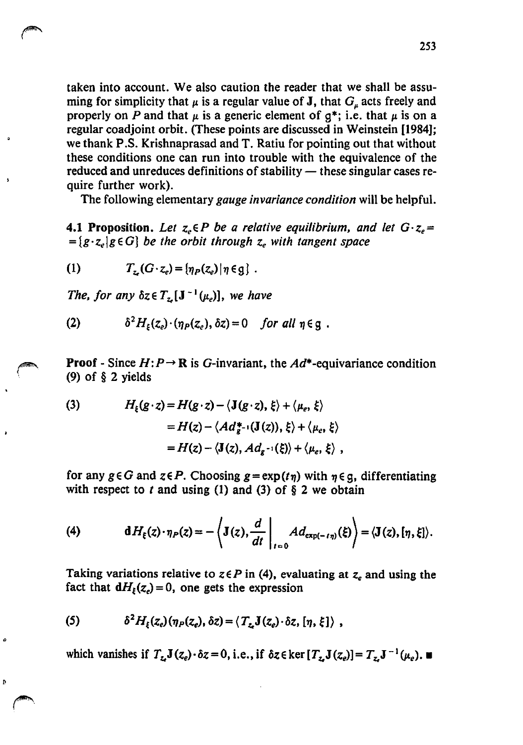taken into account. We also caution the reader that we shall be assuming for simplicity that $\mu$ is a regular value of $\mathbf{J}$, that $G_\mu$ acts freely and properly on $P$ and that $\mu$ is a generic element of $\mathfrak{g}^*$; i.e. that $\mu$ is on a regular coadjoint orbit. (These points are discussed in Weinstein [1984]; we thank P.S. Krishnaprasad and T. Ratiu for pointing out that without these conditions one can run into trouble with the equivalence of the reduced and unreduces definitions of stability — these singular cases require further work).

The following elementary *gauge invariance condition* will be helpful.

**4.1 Proposition.** *Let $z_e \in P$ be a relative equilibrium, and let $G \cdot z_e = \{g \cdot z_e | g \in G\}$ be the orbit through $z_e$ with tangent space*

(1) $$T_{z_e}(G \cdot z_e) = \{\eta_P(z_e) | \eta \in \mathfrak{g}\} .$$

*The, for any $\delta z \in T_{z_e}[\mathbf{J}^{-1}(\mu_e)]$, we have*

(2) $$\delta^2 H_\xi(z_e) \cdot (\eta_P(z_e), \delta z) = 0 \quad \text{for all } \eta \in \mathfrak{g} .$$

**Proof** - Since $H: P \to \mathbf{R}$ is $G$-invariant, the $Ad^*$-equivariance condition (9) of § 2 yields

(3) $$\begin{aligned} H_\xi(g \cdot z) &= H(g \cdot z) - \langle \mathbf{J}(g \cdot z), \xi \rangle + \langle \mu_e, \xi \rangle \\ &= H(z) - \langle Ad^*_{g^{-1}}(\mathbf{J}(z)), \xi \rangle + \langle \mu_e, \xi \rangle \\ &= H(z) - \langle \mathbf{J}(z), Ad_{g^{-1}}(\xi) \rangle + \langle \mu_e, \xi \rangle , \end{aligned}$$

for any $g \in G$ and $z \in P$. Choosing $g = \exp(t\eta)$ with $\eta \in \mathfrak{g}$, differentiating with respect to $t$ and using (1) and (3) of § 2 we obtain

(4) $$\mathbf{d}H_\xi(z) \cdot \eta_P(z) = - \left\langle \mathbf{J}(z), \frac{d}{dt}\bigg|_{t=0} Ad_{\exp(-t\eta)}(\xi) \right\rangle = \langle \mathbf{J}(z), [\eta, \xi] \rangle .$$

Taking variations relative to $z \in P$ in (4), evaluating at $z_e$ and using the fact that $\mathbf{d}H_\xi(z_e) = 0$, one gets the expression

(5) $$\delta^2 H_\xi(z_e)(\eta_P(z_e), \delta z) = \langle T_{z_e}\mathbf{J}(z_e) \cdot \delta z, [\eta, \xi] \rangle ,$$

which vanishes if $T_{z_e}\mathbf{J}(z_e) \cdot \delta z = 0$, i.e., if $\delta z \in \ker[T_{z_e}\mathbf{J}(z_e)] = T_{z_e}\mathbf{J}^{-1}(\mu_e)$. ∎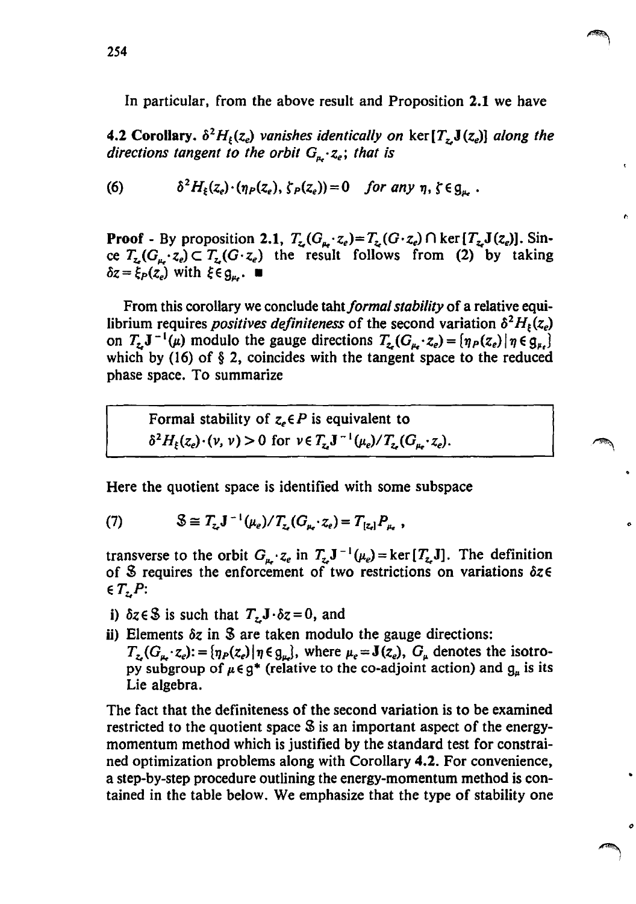In particular, from the above result and Proposition **2.1** we have

**4.2 Corollary.** *$\delta^2 H_\xi(z_e)$ vanishes identically on* $\ker[T_{z_e}\mathbf{J}(z_e)]$ *along the directions tangent to the orbit $G_{\mu_e}\cdot z_e$; that is*

$$\delta^2 H_\xi(z_e)\cdot(\eta_P(z_e), \zeta_P(z_e))=0 \quad \textit{for any } \eta, \zeta\in \mathfrak{g}_{\mu_e}. \tag{6}$$

**Proof** - By proposition **2.1**, $T_{z_e}(G_{\mu_e}\cdot z_e)=T_{z_e}(G\cdot z_e)\cap \ker[T_{z_e}\mathbf{J}(z_e)]$. Since $T_{z_e}(G_{\mu_e}\cdot z_e)\subset T_{z_e}(G\cdot z_e)$ the result follows from (2) by taking $\delta z=\xi_P(z_e)$ with $\xi\in\mathfrak{g}_{\mu_e}$. ∎

From this corollary we conclude taht *formal stability* of a relative equilibrium requires *positives definiteness* of the second variation $\delta^2 H_\xi(z_e)$ on $T_{z_e}\mathbf{J}^{-1}(\mu)$ modulo the gauge directions $T_{z_e}(G_{\mu_e}\cdot z_e)=\{\eta_P(z_e)\,|\,\eta\in\mathfrak{g}_{\mu_e}\}$ which by (16) of § 2, coincides with the tangent space to the reduced phase space. To summarize

> Formal stability of $z_e\in P$ is equivalent to
> $\delta^2 H_\xi(z_e)\cdot(v, v)>0$ for $v\in T_{z_e}\mathbf{J}^{-1}(\mu_e)/T_{z_e}(G_{\mu_e}\cdot z_e)$.

Here the quotient space is identified with some subspace

$$\mathcal{S}\equiv T_{z_e}\mathbf{J}^{-1}(\mu_e)/T_{z_e}(G_{\mu_e}\cdot z_e)=T_{[z_e]}P_{\mu_e}, \tag{7}$$

transverse to the orbit $G_{\mu_e}\cdot z_e$ in $T_{z_e}\mathbf{J}^{-1}(\mu_e)=\ker[T_{z_e}\mathbf{J}]$. The definition of $\mathcal{S}$ requires the enforcement of two restrictions on variations $\delta z\in T_{z_e}P$:

i) $\delta z\in\mathcal{S}$ is such that $T_{z_e}\mathbf{J}\cdot\delta z=0$, and

ii) Elements $\delta z$ in $\mathcal{S}$ are taken modulo the gauge directions: $T_{z_e}(G_{\mu_e}\cdot z_e):=\{\eta_P(z_e)\,|\,\eta\in\mathfrak{g}_{\mu_e}\}$, where $\mu_e=\mathbf{J}(z_e)$, $G_\mu$ denotes the isotropy subgroup of $\mu\in\mathfrak{g}^*$ (relative to the co-adjoint action) and $\mathfrak{g}_\mu$ is its Lie algebra.

The fact that the definiteness of the second variation is to be examined restricted to the quotient space $\mathcal{S}$ is an important aspect of the energy-momentum method which is justified by the standard test for constrained optimization problems along with Corollary **4.2**. For convenience, a step-by-step procedure outlining the energy-momentum method is contained in the table below. We emphasize that the type of stability one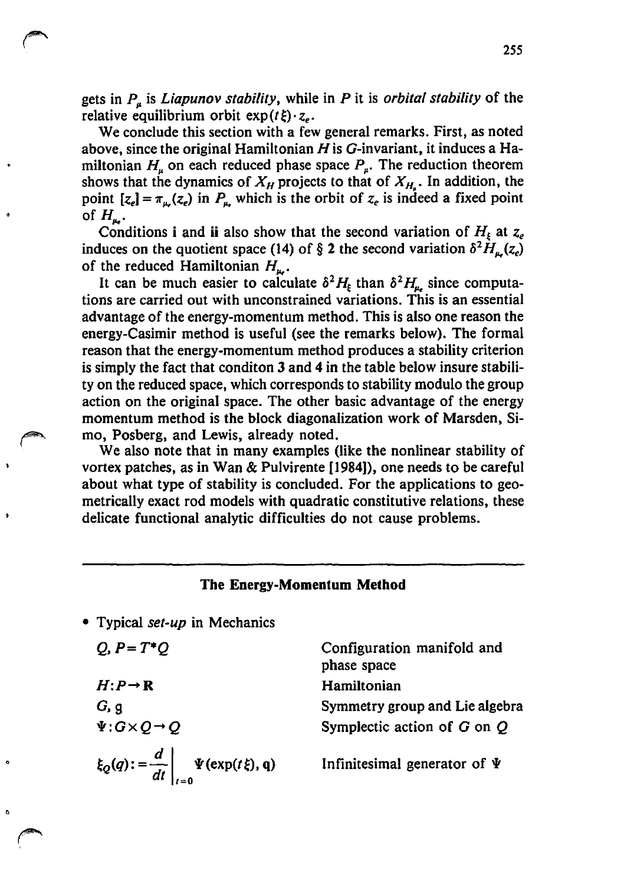gets in $P_\mu$ is *Liapunov stability*, while in $P$ it is *orbital stability* of the relative equilibrium orbit $\exp(t\xi)\cdot z_e$.

We conclude this section with a few general remarks. First, as noted above, since the original Hamiltonian $H$ is $G$-invariant, it induces a Hamiltonian $H_\mu$ on each reduced phase space $P_\mu$. The reduction theorem shows that the dynamics of $X_H$ projects to that of $X_{H_\mu}$. In addition, the point $[z_e] = \pi_{\mu_e}(z_e)$ in $P_{\mu_e}$ which is the orbit of $z_e$ is indeed a fixed point of $H_{\mu_e}$.

Conditions **i** and **ii** also show that the second variation of $H_\xi$ at $z_e$ induces on the quotient space (14) of § **2** the second variation $\delta^2 H_{\mu_e}(z_e)$ of the reduced Hamiltonian $H_{\mu_e}$.

It can be much easier to calculate $\delta^2 H_\xi$ than $\delta^2 H_{\mu_e}$ since computations are carried out with unconstrained variations. This is an essential advantage of the energy-momentum method. This is also one reason the energy-Casimir method is useful (see the remarks below). The formal reason that the energy-momentum method produces a stability criterion is simply the fact that conditon **3** and **4** in the table below insure stability on the reduced space, which corresponds to stability modulo the group action on the original space. The other basic advantage of the energy momentum method is the block diagonalization work of Marsden, Simo, Posberg, and Lewis, already noted.

We also note that in many examples (like the nonlinear stability of vortex patches, as in Wan & Pulvirente [1984]), one needs to be careful about what type of stability is concluded. For the applications to geometrically exact rod models with quadratic constitutive relations, these delicate functional analytic difficulties do not cause problems.

---

## The Energy-Momentum Method

- Typical *set-up* in Mechanics

| | |
|---|---|
| $Q, P = T^*Q$ | Configuration manifold and phase space |
| $H: P \to \mathbf{R}$ | Hamiltonian |
| $G, \mathfrak{g}$ | Symmetry group and Lie algebra |
| $\Psi: G \times Q \to Q$ | Symplectic action of $G$ on $Q$ |
| $\xi_Q(q) := \left.\dfrac{d}{dt}\right\|_{t=0} \Psi(\exp(t\xi), q)$ | Infinitesimal generator of $\Psi$ |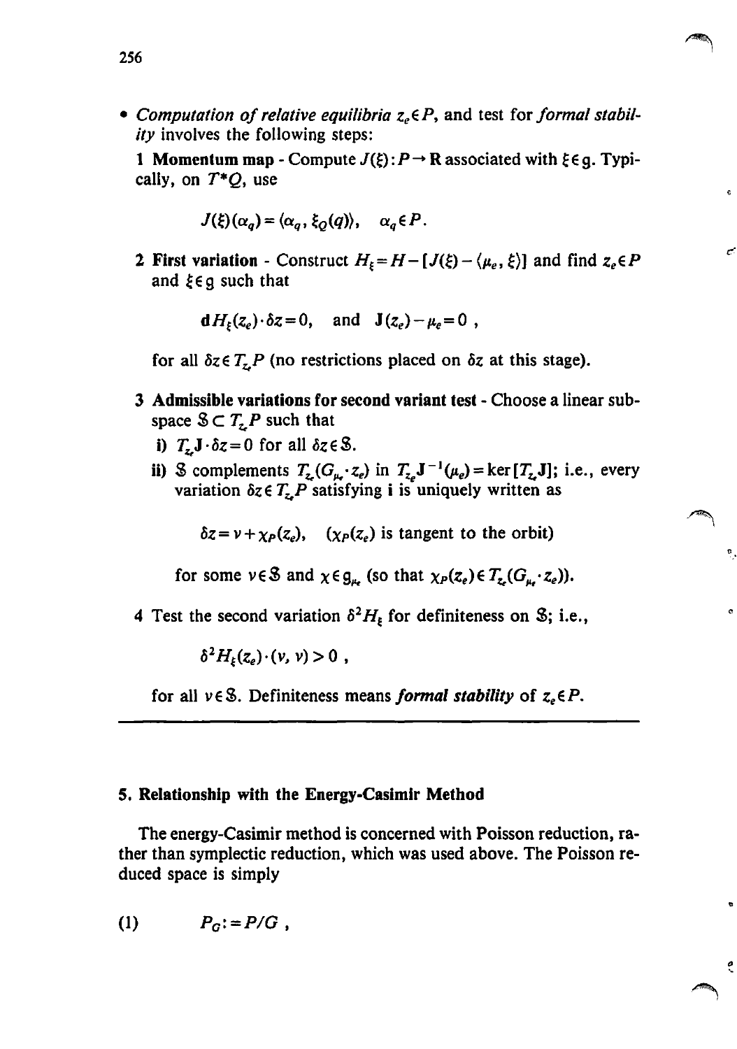- *Computation of relative equilibria* $z_e \in P$, and test for *formal stability* involves the following steps:

  **1 Momentum map** - Compute $J(\xi): P \to \mathbf{R}$ associated with $\xi \in \mathfrak{g}$. Typically, on $T^*Q$, use

  $$J(\xi)(\alpha_q) = \langle \alpha_q, \xi_Q(q) \rangle, \quad \alpha_q \in P.$$

  **2 First variation** - Construct $H_\xi = H - [J(\xi) - \langle \mu_e, \xi \rangle]$ and find $z_e \in P$ and $\xi \in \mathfrak{g}$ such that

  $$\mathbf{d}H_\xi(z_e) \cdot \delta z = 0, \quad \text{and} \quad \mathbf{J}(z_e) - \mu_e = 0 \ ,$$

  for all $\delta z \in T_{z_e}P$ (no restrictions placed on $\delta z$ at this stage).

  **3 Admissible variations for second variant test** - Choose a linear subspace $\mathcal{S} \subset T_{z_e}P$ such that

  **i)** $T_{z_e}\mathbf{J} \cdot \delta z = 0$ for all $\delta z \in \mathcal{S}$.

  **ii)** $\mathcal{S}$ complements $T_{z_e}(G_{\mu_e} \cdot z_e)$ in $T_{z_e}\mathbf{J}^{-1}(\mu_e) = \ker[T_{z_e}\mathbf{J}]$; i.e., every variation $\delta z \in T_{z_e}P$ satisfying **i** is uniquely written as

  $$\delta z = \nu + \chi_P(z_e), \quad (\chi_P(z_e) \text{ is tangent to the orbit})$$

  for some $\nu \in \mathcal{S}$ and $\chi \in \mathfrak{g}_{\mu_e}$ (so that $\chi_P(z_e) \in T_{z_e}(G_{\mu_e} \cdot z_e)$).

  **4** Test the second variation $\delta^2 H_\xi$ for definiteness on $\mathcal{S}$; i.e.,

  $$\delta^2 H_\xi(z_e) \cdot (\nu, \nu) > 0 \ ,$$

  for all $\nu \in \mathcal{S}$. Definiteness means *formal stability* of $z_e \in P$.

---

## 5. Relationship with the Energy-Casimir Method

The energy-Casimir method is concerned with Poisson reduction, rather than symplectic reduction, which was used above. The Poisson reduced space is simply

$$(1) \qquad P_G := P/G \ ,$$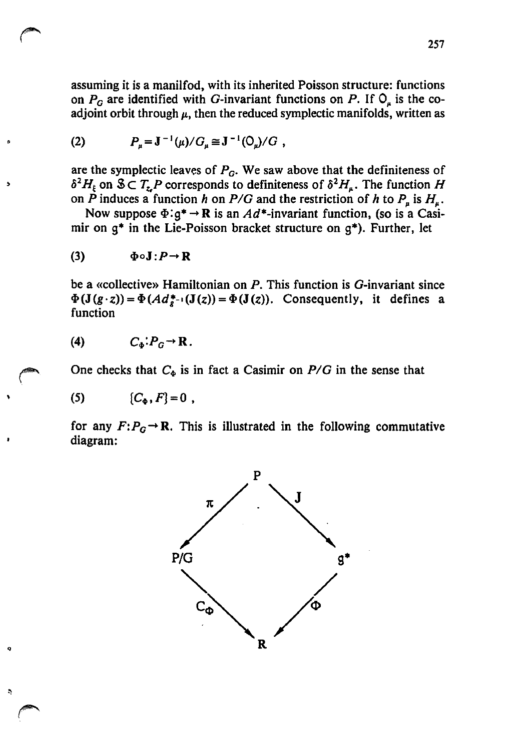assuming it is a manilfod, with its inherited Poisson structure: functions on $P_G$ are identified with $G$-invariant functions on $P$. If $\mathcal{O}_\mu$ is the co-adjoint orbit through $\mu$, then the reduced symplectic manifolds, written as

$$P_\mu = \mathbf{J}^{-1}(\mu)/G_\mu \cong \mathbf{J}^{-1}(\mathcal{O}_\mu)/G \ , \tag{2}$$

are the symplectic leaves of $P_G$. We saw above that the definiteness of $\delta^2 H_\xi$ on $\mathcal{S} \subset T_{z_e}P$ corresponds to definiteness of $\delta^2 H_\mu$. The function $H$ on $P$ induces a function $h$ on $P/G$ and the restriction of $h$ to $P_\mu$ is $H_\mu$.

Now suppose $\Phi : \mathfrak{g}^* \to \mathbf{R}$ is an $Ad^*$-invariant function, (so is a Casimir on $\mathfrak{g}^*$ in the Lie-Poisson bracket structure on $\mathfrak{g}^*$). Further, let

$$\Phi \circ \mathbf{J} : P \to \mathbf{R} \tag{3}$$

be a «collective» Hamiltonian on $P$. This function is $G$-invariant since $\Phi(\mathbf{J}(g \cdot z)) = \Phi(Ad^*_{g^{-1}}(\mathbf{J}(z)) = \Phi(\mathbf{J}(z))$. Consequently, it defines a function

$$C_\Phi : P_G \to \mathbf{R}. \tag{4}$$

One checks that $C_\Phi$ is in fact a Casimir on $P/G$ in the sense that

$$\{C_\Phi, F\} = 0 \ , \tag{5}$$

for any $F : P_G \to \mathbf{R}$. This is illustrated in the following commutative diagram:

P

π

J

P/G

g*

$C_\Phi$

Φ

R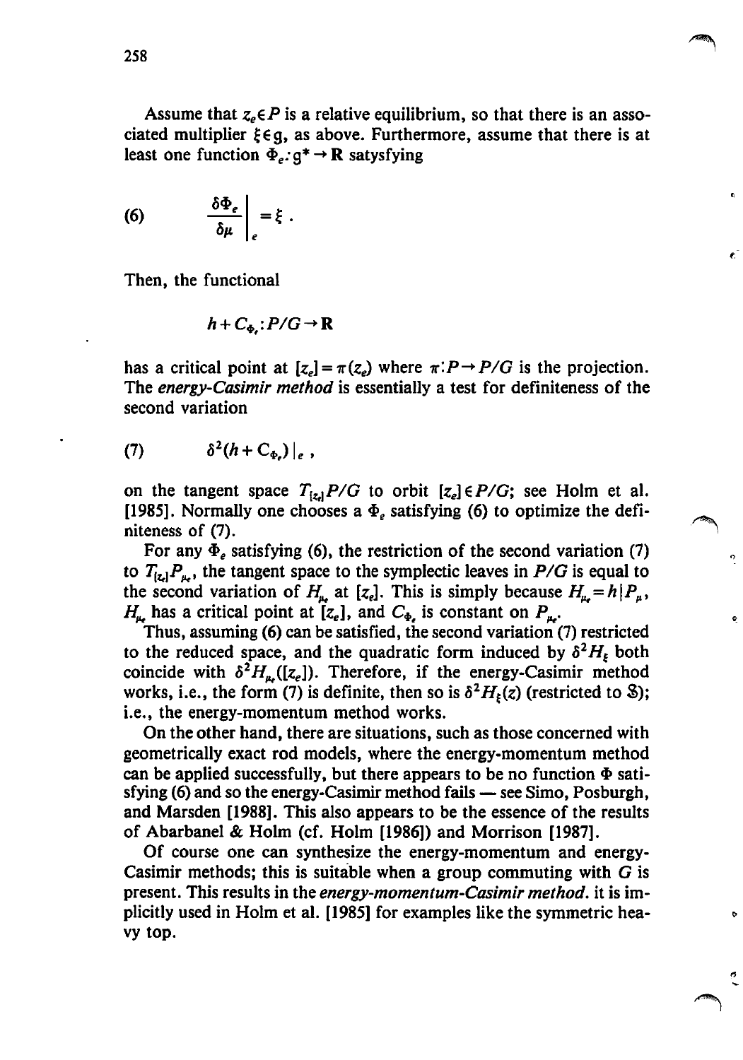Assume that $z_e \in P$ is a relative equilibrium, so that there is an associated multiplier $\xi \in \mathfrak{g}$, as above. Furthermore, assume that there is at least one function $\Phi_e : \mathfrak{g}^* \to \mathbf{R}$ satysfying

$$(6) \qquad \left. \frac{\delta \Phi_e}{\delta \mu} \right|_e = \xi \, .$$

Then, the functional

$$h + C_{\Phi_e} : P/G \to \mathbf{R}$$

has a critical point at $[z_e] = \pi(z_e)$ where $\pi : P \to P/G$ is the projection. The *energy-Casimir method* is essentially a test for definiteness of the second variation

$$(7) \qquad \delta^2 (h + C_{\Phi_e}) |_e \, ,$$

on the tangent space $T_{[z_e]} P/G$ to orbit $[z_e] \in P/G$; see Holm et al. [1985]. Normally one chooses a $\Phi_e$ satisfying (6) to optimize the definiteness of (7).

For any $\Phi_e$ satisfying (6), the restriction of the second variation (7) to $T_{[z_e]} P_{\mu_e}$, the tangent space to the symplectic leaves in $P/G$ is equal to the second variation of $H_{\mu_e}$ at $[z_e]$. This is simply because $H_{\mu_e} = h | P_\mu$, $H_{\mu_e}$ has a critical point at $[z_e]$, and $C_{\Phi_e}$ is constant on $P_{\mu_e}$.

Thus, assuming (6) can be satisfied, the second variation (7) restricted to the reduced space, and the quadratic form induced by $\delta^2 H_\xi$ both coincide with $\delta^2 H_{\mu_e}([z_e])$. Therefore, if the energy-Casimir method works, i.e., the form (7) is definite, then so is $\delta^2 H_\xi(z)$ (restricted to $\mathfrak{S}$); i.e., the energy-momentum method works.

On the other hand, there are situations, such as those concerned with geometrically exact rod models, where the energy-momentum method can be applied successfully, but there appears to be no function $\Phi$ satisfying (6) and so the energy-Casimir method fails — see Simo, Posburgh, and Marsden [1988]. This also appears to be the essence of the results of Abarbanel & Holm (cf. Holm [1986]) and Morrison [1987].

Of course one can synthesize the energy-momentum and energy-Casimir methods; this is suitable when a group commuting with $G$ is present. This results in the *energy-momentum-Casimir method*. it is implicitly used in Holm et al. [1985] for examples like the symmetric heavy top.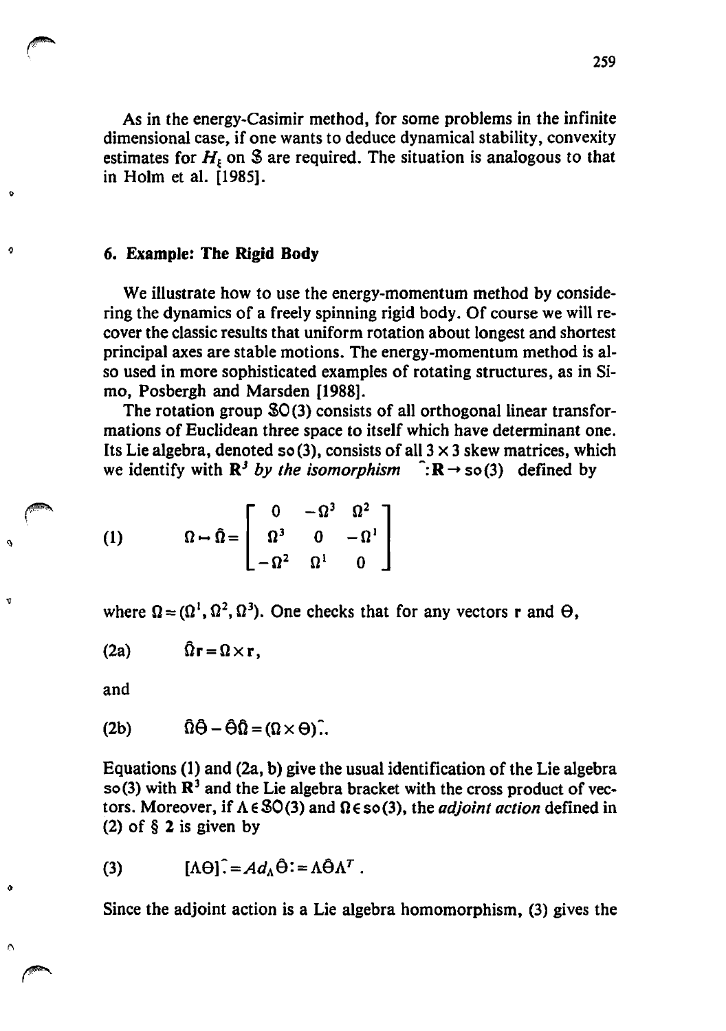As in the energy-Casimir method, for some problems in the infinite dimensional case, if one wants to deduce dynamical stability, convexity estimates for $H_\xi$ on $\mathcal{S}$ are required. The situation is analogous to that in Holm et al. [1985].

## 6. Example: The Rigid Body

We illustrate how to use the energy-momentum method by considering the dynamics of a freely spinning rigid body. Of course we will recover the classic results that uniform rotation about longest and shortest principal axes are stable motions. The energy-momentum method is also used in more sophisticated examples of rotating structures, as in Simo, Posbergh and Marsden [1988].

The rotation group $\mathcal{S}O(3)$ consists of all orthogonal linear transformations of Euclidean three space to itself which have determinant one. Its Lie algebra, denoted so(3), consists of all $3 \times 3$ skew matrices, which we identify with $\mathbf{R}^3$ *by the isomorphism* $\hat{}: \mathbf{R} \to \mathrm{so}(3)$ defined by

$$
(1) \qquad \Omega \mapsto \hat{\Omega} = \begin{bmatrix} 0 & -\Omega^3 & \Omega^2 \\ \Omega^3 & 0 & -\Omega^1 \\ -\Omega^2 & \Omega^1 & 0 \end{bmatrix}
$$

where $\Omega = (\Omega^1, \Omega^2, \Omega^3)$. One checks that for any vectors $\mathbf{r}$ and $\Theta$,

$$
(2a) \qquad \hat{\Omega}\mathbf{r} = \Omega \times \mathbf{r},
$$

and

$$
(2b) \qquad \hat{\Omega}\hat{\Theta} - \hat{\Theta}\hat{\Omega} = (\Omega \times \Theta)\hat{}.
$$

Equations (1) and (2a, b) give the usual identification of the Lie algebra so(3) with $\mathbf{R}^3$ and the Lie algebra bracket with the cross product of vectors. Moreover, if $\Lambda \in \mathcal{S}O(3)$ and $\Omega \in \mathrm{so}(3)$, the *adjoint action* defined in (2) of § 2 is given by

$$
(3) \qquad [\Lambda\Theta]\hat{} = Ad_\Lambda \hat{\Theta} := \Lambda \hat{\Theta} \Lambda^T .
$$

Since the adjoint action is a Lie algebra homomorphism, (3) gives the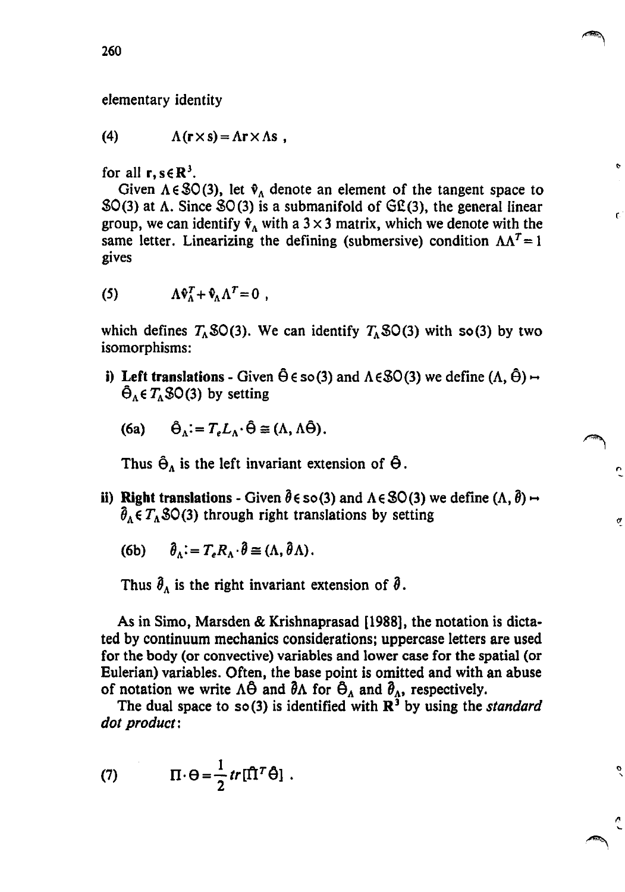elementary identity

$$\Lambda(\mathbf{r} \times \mathbf{s}) = \Lambda\mathbf{r} \times \Lambda\mathbf{s} \,, \tag{4}$$

for all $\mathbf{r}, \mathbf{s} \in \mathbf{R}^3$.

Given $\Lambda \in \mathcal{SO}(3)$, let $\hat{\mathbf{v}}_\Lambda$ denote an element of the tangent space to $\mathcal{SO}(3)$ at $\Lambda$. Since $\mathcal{SO}(3)$ is a submanifold of $\mathcal{GL}(3)$, the general linear group, we can identify $\hat{\mathbf{v}}_\Lambda$ with a $3 \times 3$ matrix, which we denote with the same letter. Linearizing the defining (submersive) condition $\Lambda\Lambda^T = 1$ gives

$$\Lambda \hat{\mathbf{v}}_\Lambda^T + \hat{\mathbf{v}}_\Lambda \Lambda^T = 0 \,, \tag{5}$$

which defines $T_\Lambda \mathcal{SO}(3)$. We can identify $T_\Lambda \mathcal{SO}(3)$ with so(3) by two isomorphisms:

i) **Left translations** - Given $\hat{\Theta} \in$ so(3) and $\Lambda \in \mathcal{SO}(3)$ we define $(\Lambda, \hat{\Theta}) \mapsto \hat{\Theta}_\Lambda \in T_\Lambda \mathcal{SO}(3)$ by setting

$$\hat{\Theta}_\Lambda := T_e L_\Lambda \cdot \hat{\Theta} \equiv (\Lambda, \Lambda\hat{\Theta}). \tag{6a}$$

Thus $\hat{\Theta}_\Lambda$ is the left invariant extension of $\hat{\Theta}$.

ii) **Right translations** - Given $\hat{\theta} \in$ so(3) and $\Lambda \in \mathcal{SO}(3)$ we define $(\Lambda, \hat{\theta}) \mapsto \hat{\theta}_\Lambda \in T_\Lambda \mathcal{SO}(3)$ through right translations by setting

$$\hat{\theta}_\Lambda := T_e R_\Lambda \cdot \hat{\theta} \equiv (\Lambda, \hat{\theta}\Lambda). \tag{6b}$$

Thus $\hat{\theta}_\Lambda$ is the right invariant extension of $\hat{\theta}$.

As in Simo, Marsden & Krishnaprasad [1988], the notation is dictated by continuum mechanics considerations; uppercase letters are used for the body (or convective) variables and lower case for the spatial (or Eulerian) variables. Often, the base point is omitted and with an abuse of notation we write $\Lambda\hat{\Theta}$ and $\hat{\theta}\Lambda$ for $\hat{\Theta}_\Lambda$ and $\hat{\theta}_\Lambda$, respectively.

The dual space to so(3) is identified with $\mathbf{R}^3$ by using the *standard dot product*:

$$\Pi \cdot \Theta = \frac{1}{2} tr[\hat{\Pi}^T \hat{\Theta}] \,. \tag{7}$$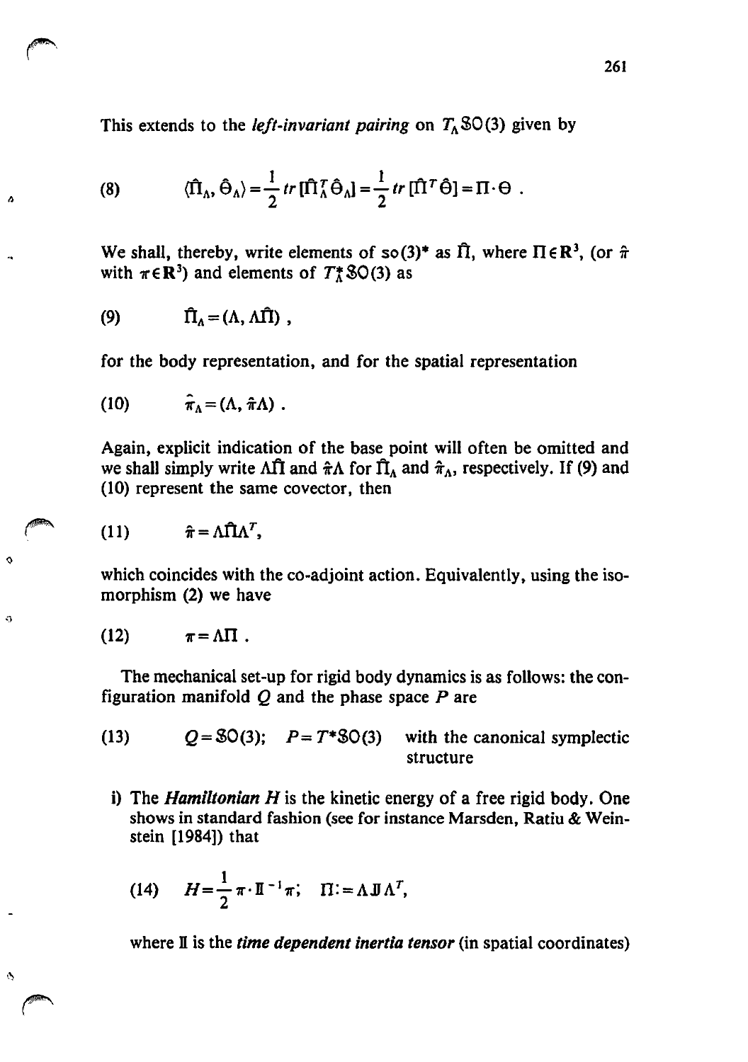This extends to the *left-invariant pairing* on $T_\Lambda \mathrm{SO}(3)$ given by

$$(8) \qquad \langle \hat{\Pi}_\Lambda, \hat{\Theta}_\Lambda \rangle = \frac{1}{2} \, tr \, [\hat{\Pi}_\Lambda^T \hat{\Theta}_\Lambda] = \frac{1}{2} \, tr \, [\hat{\Pi}^T \hat{\Theta}] = \Pi \cdot \Theta \ .$$

We shall, thereby, write elements of so(3)* as $\hat{\Pi}$, where $\Pi \in \mathbf{R}^3$, (or $\hat{\pi}$ with $\pi \in \mathbf{R}^3$) and elements of $T_\Lambda^* \mathrm{SO}(3)$ as

$$(9) \qquad \hat{\Pi}_\Lambda = (\Lambda, \Lambda \hat{\Pi}) \ ,$$

for the body representation, and for the spatial representation

$$(10) \qquad \hat{\pi}_\Lambda = (\Lambda, \hat{\pi} \Lambda) \ .$$

Again, explicit indication of the base point will often be omitted and we shall simply write $\Lambda \hat{\Pi}$ and $\hat{\pi} \Lambda$ for $\hat{\Pi}_\Lambda$ and $\hat{\pi}_\Lambda$, respectively. If (9) and (10) represent the same covector, then

$$(11) \qquad \hat{\pi} = \Lambda \hat{\Pi} \Lambda^T,$$

which coincides with the co-adjoint action. Equivalently, using the isomorphism (2) we have

$$(12) \qquad \pi = \Lambda \Pi \ .$$

The mechanical set-up for rigid body dynamics is as follows: the configuration manifold $Q$ and the phase space $P$ are

$$(13) \qquad Q = \mathrm{SO}(3); \quad P = T^* \mathrm{SO}(3) \quad \text{with the canonical symplectic structure}$$

i) The ***Hamiltonian H*** is the kinetic energy of a free rigid body. One shows in standard fashion (see for instance Marsden, Ratiu & Weinstein [1984]) that

$$(14) \qquad H = \frac{1}{2} \pi \cdot \mathbb{I}^{-1} \pi; \quad \Pi := \Lambda \mathbb{J} \Lambda^T,$$

where $\mathbb{I}$ is the *time dependent inertia tensor* (in spatial coordinates)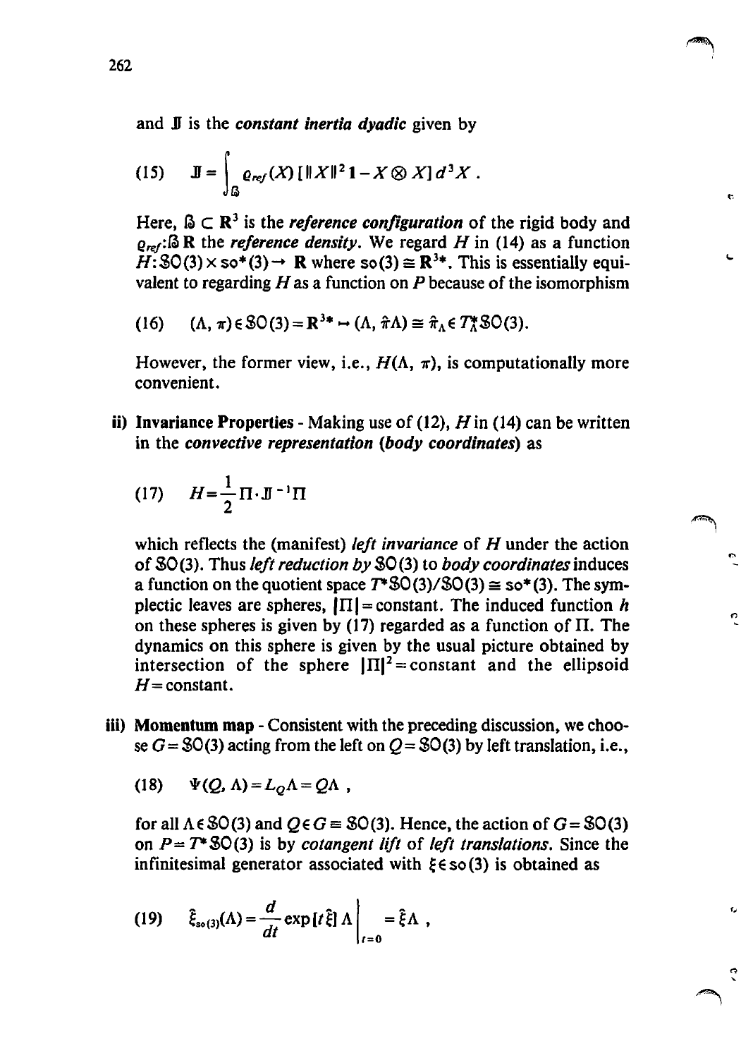and $\mathbb{I}$ is the ***constant inertia dyadic*** given by

$$\text{(15)} \quad \mathbb{I} = \int_{\mathcal{B}} \varrho_{ref}(X)\,[\|X\|^2 \mathbf{1} - X \otimes X]\, d^3X \,.$$

Here, $\mathcal{B} \subset \mathbf{R}^3$ is the ***reference configuration*** of the rigid body and $\varrho_{ref}{:}\mathcal{B}\,\mathbf{R}$ the ***reference density***. We regard $H$ in (14) as a function $H{:}\,\mathcal{S}\mathcal{O}(3) \times \text{so}^*(3) \rightarrow \mathbf{R}$ where $\text{so}(3) \cong \mathbf{R}^{3*}$. This is essentially equivalent to regarding $H$ as a function on $P$ because of the isomorphism

$$\text{(16)} \quad (\Lambda, \pi) \in \mathcal{S}\mathcal{O}(3) = \mathbf{R}^{3*} \mapsto (\Lambda, \hat{\pi}\Lambda) \cong \hat{\pi}_\Lambda \in T^*_\Lambda \mathcal{S}\mathcal{O}(3).$$

However, the former view, i.e., $H(\Lambda, \pi)$, is computationally more convenient.

**ii) Invariance Properties** - Making use of (12), $H$ in (14) can be written in the ***convective representation*** (***body coordinates***) as

$$\text{(17)} \quad H = \frac{1}{2}\,\Pi \cdot \mathbb{I}^{-1}\Pi$$

which reflects the (manifest) *left invariance* of $H$ under the action of $\mathcal{S}\mathcal{O}(3)$. Thus *left reduction by* $\mathcal{S}\mathcal{O}(3)$ to *body coordinates* induces a function on the quotient space $T^*\mathcal{S}\mathcal{O}(3)/\mathcal{S}\mathcal{O}(3) \cong \text{so}^*(3)$. The symplectic leaves are spheres, $|\Pi| = \text{constant}$. The induced function $h$ on these spheres is given by (17) regarded as a function of $\Pi$. The dynamics on this sphere is given by the usual picture obtained by intersection of the sphere $|\Pi|^2 = \text{constant}$ and the ellipsoid $H = \text{constant}$.

**iii) Momentum map** - Consistent with the preceding discussion, we choose $G = \mathcal{S}\mathcal{O}(3)$ acting from the left on $Q = \mathcal{S}\mathcal{O}(3)$ by left translation, i.e.,

$$\text{(18)} \quad \Psi(Q, \Lambda) = L_Q \Lambda = Q\Lambda \,,$$

for all $\Lambda \in \mathcal{S}\mathcal{O}(3)$ and $Q \in G \equiv \mathcal{S}\mathcal{O}(3)$. Hence, the action of $G = \mathcal{S}\mathcal{O}(3)$ on $P = T^*\mathcal{S}\mathcal{O}(3)$ is by ***cotangent lift*** of ***left translations***. Since the infinitesimal generator associated with $\xi \in \text{so}(3)$ is obtained as

$$\text{(19)} \quad \hat{\xi}_{\text{so}(3)}(\Lambda) = \frac{d}{dt} \exp[t\,\hat{\xi}]\,\Lambda \bigg|_{t=0} = \hat{\xi}\Lambda \,,$$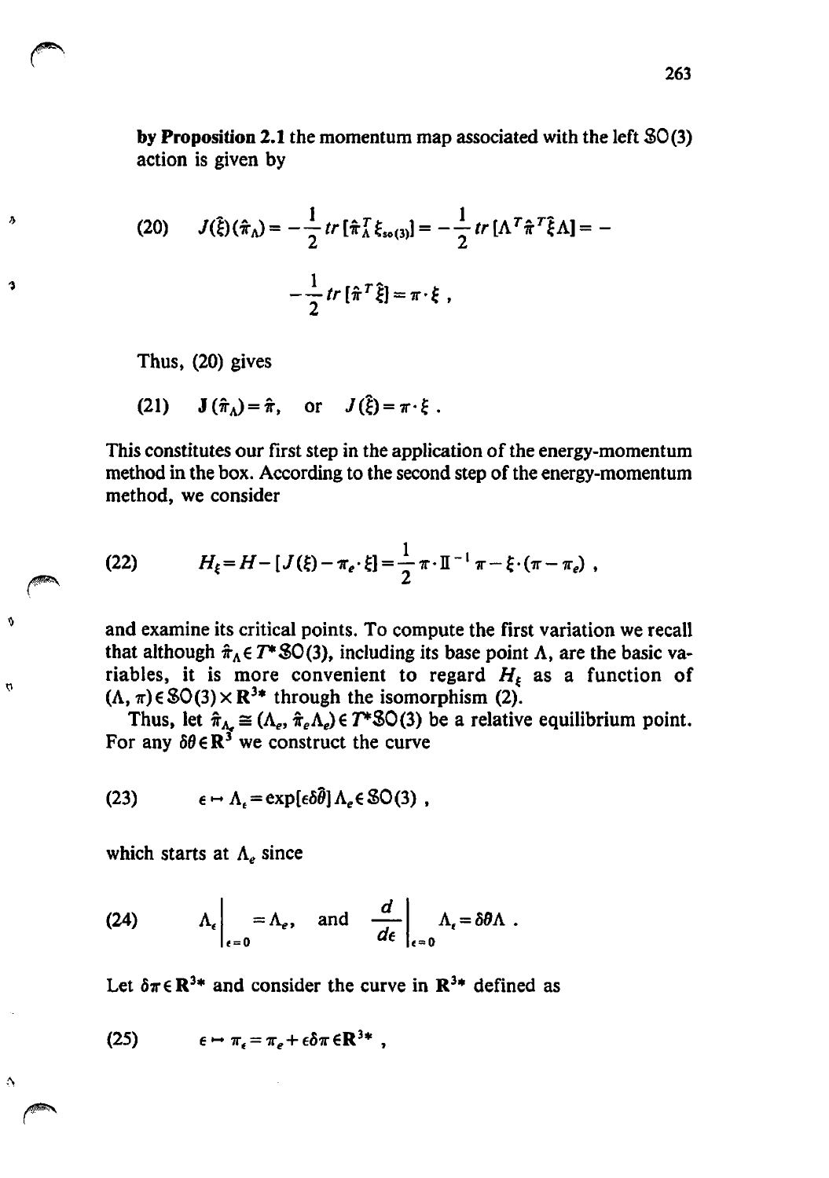by **Proposition 2.1** the momentum map associated with the left $\mathcal{S}\mathcal{O}(3)$ action is given by

$$
(20) \qquad J(\hat{\xi})(\hat{\pi}_\Lambda) = -\frac{1}{2} tr[\hat{\pi}_\Lambda^T \xi_{so(3)}] = -\frac{1}{2} tr[\Lambda^T \hat{\pi}^T \hat{\xi} \Lambda] = -
$$

$$
-\frac{1}{2} tr[\hat{\pi}^T \hat{\xi}] = \pi \cdot \xi ,
$$

Thus, (20) gives

$$
(21) \qquad \mathbf{J}(\hat{\pi}_\Lambda) = \hat{\pi}, \quad \text{or} \quad J(\hat{\xi}) = \pi \cdot \xi .
$$

This constitutes our first step in the application of the energy-momentum method in the box. According to the second step of the energy-momentum method, we consider

$$
(22) \qquad H_\xi = H - [J(\xi) - \pi_e \cdot \xi] = \frac{1}{2} \pi \cdot \mathbb{I}^{-1} \pi - \xi \cdot (\pi - \pi_e) ,
$$

and examine its critical points. To compute the first variation we recall that although $\hat{\pi}_\Lambda \in T^* \mathcal{S}\mathcal{O}(3)$, including its base point $\Lambda$, are the basic variables, it is more convenient to regard $H_\xi$ as a function of $(\Lambda, \pi) \in \mathcal{S}\mathcal{O}(3) \times \mathbf{R}^{3*}$ through the isomorphism (2).

Thus, let $\hat{\pi}_{\Lambda_e} \cong (\Lambda_e, \hat{\pi}_e \Lambda_e) \in T^* \mathcal{S}\mathcal{O}(3)$ be a relative equilibrium point. For any $\delta\theta \in \mathbf{R}^3$ we construct the curve

$$
(23) \qquad \epsilon \mapsto \Lambda_\epsilon = \exp[\epsilon \delta\hat{\theta}] \Lambda_e \in \mathcal{S}\mathcal{O}(3) ,
$$

which starts at $\Lambda_e$ since

$$
(24) \qquad \Lambda_\epsilon \Big|_{\epsilon=0} = \Lambda_e, \quad \text{and} \quad \frac{d}{d\epsilon}\Big|_{\epsilon=0} \Lambda_\epsilon = \delta\theta\Lambda .
$$

Let $\delta\pi \in \mathbf{R}^{3*}$ and consider the curve in $\mathbf{R}^{3*}$ defined as

$$
(25) \qquad \epsilon \mapsto \pi_\epsilon = \pi_e + \epsilon \delta\pi \in \mathbf{R}^{3*} ,
$$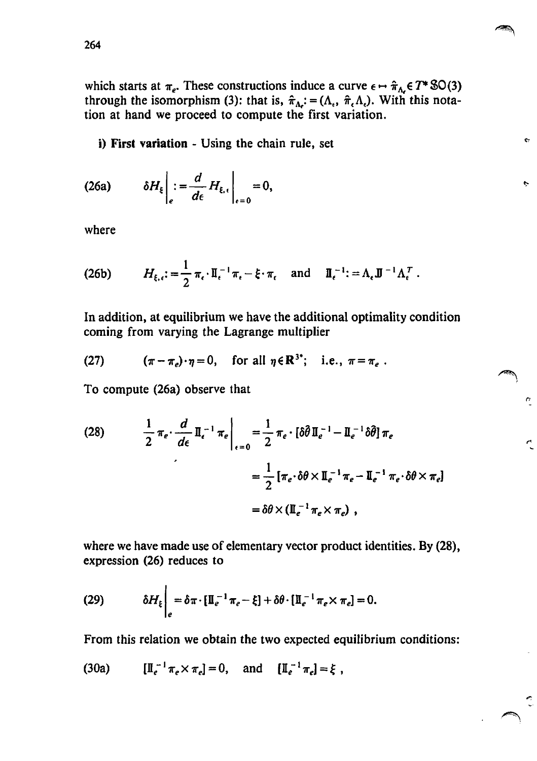which starts at $\pi_e$. These constructions induce a curve $\epsilon \mapsto \hat{\pi}_{\Lambda_\epsilon} \in T^* SO(3)$ through the isomorphism (3): that is, $\hat{\pi}_{\Lambda_\epsilon} := (\Lambda_\epsilon, \hat{\pi}_\epsilon \Lambda_\epsilon)$. With this notation at hand we proceed to compute the first variation.

**i) First variation** - Using the chain rule, set

$$\text{(26a)} \qquad \delta H_\xi \Big|_e := \frac{d}{d\epsilon} H_{\xi,\epsilon} \Big|_{\epsilon=0} = 0,$$

where

$$\text{(26b)} \qquad H_{\xi,\epsilon} := \frac{1}{2} \pi_\epsilon \cdot \mathbb{I}_\epsilon^{-1} \pi_\epsilon - \xi \cdot \pi_\epsilon \quad \text{and} \quad \mathbb{I}_\epsilon^{-1} := \Lambda_\epsilon \mathbb{J}^{-1} \Lambda_\epsilon^T .$$

In addition, at equilibrium we have the additional optimality condition coming from varying the Lagrange multiplier

$$\text{(27)} \qquad (\pi - \pi_e) \cdot \eta = 0, \quad \text{for all } \eta \in \mathbf{R}^{3*}; \quad \text{i.e., } \pi = \pi_e .$$

To compute (26a) observe that

$$\text{(28)} \qquad \begin{aligned} \frac{1}{2} \pi_e \cdot \frac{d}{d\epsilon} \mathbb{I}_\epsilon^{-1} \pi_e \Big|_{\epsilon=0} &= \frac{1}{2} \pi_e \cdot [\delta\hat{\theta}\, \mathbb{I}_e^{-1} - \mathbb{I}_e^{-1} \delta\hat{\theta}]\, \pi_e \\ &= \frac{1}{2} [\pi_e \cdot \delta\theta \times \mathbb{I}_e^{-1} \pi_e - \mathbb{I}_e^{-1} \pi_e \cdot \delta\theta \times \pi_e] \\ &= \delta\theta \times (\mathbb{I}_e^{-1} \pi_e \times \pi_e) , \end{aligned}$$

where we have made use of elementary vector product identities. By (28), expression (26) reduces to

$$\text{(29)} \qquad \delta H_\xi \Big|_e = \delta\pi \cdot [\mathbb{I}_e^{-1} \pi_e - \xi] + \delta\theta \cdot [\mathbb{I}_e^{-1} \pi_e \times \pi_e] = 0.$$

From this relation we obtain the two expected equilibrium conditions:

$$\text{(30a)} \qquad [\mathbb{I}_e^{-1} \pi_e \times \pi_e] = 0, \quad \text{and} \quad [\mathbb{I}_e^{-1} \pi_e] = \xi ,$$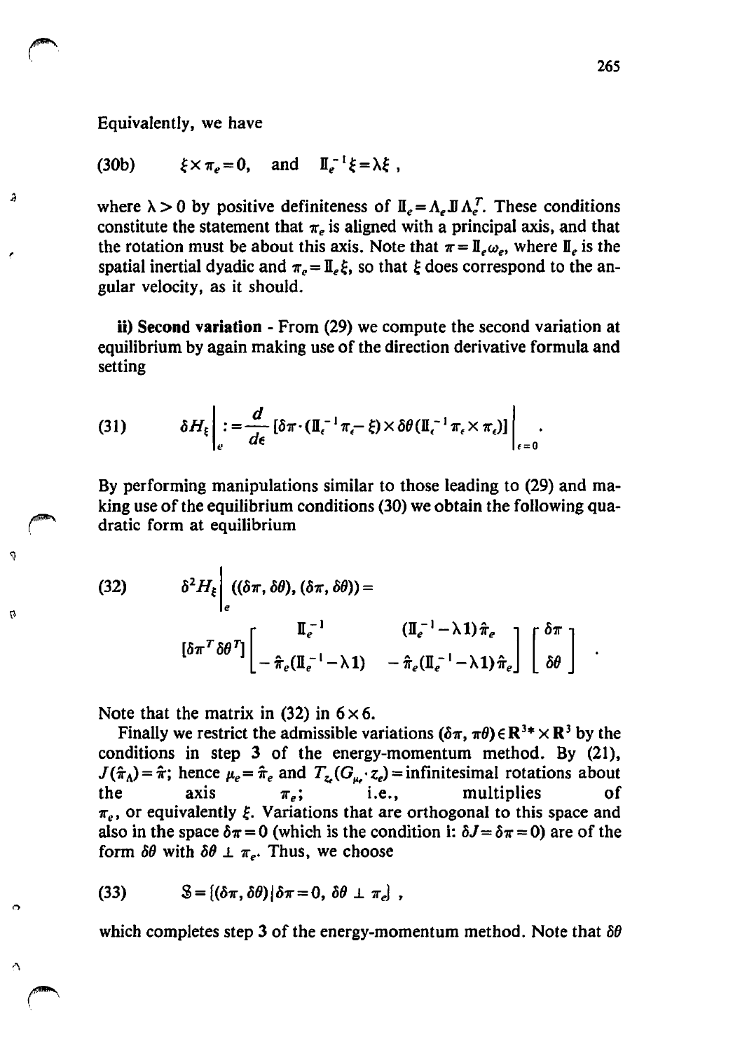Equivalently, we have

$$\text{(30b)} \qquad \xi \times \pi_e = 0, \quad \text{and} \quad \mathbb{I}_e^{-1}\xi = \lambda\xi \,,$$

where $\lambda > 0$ by positive definiteness of $\mathbb{I}_e = \Lambda_e \mathbb{J} \Lambda_e^T$. These conditions constitute the statement that $\pi_e$ is aligned with a principal axis, and that the rotation must be about this axis. Note that $\pi = \mathbb{I}_e \omega_e$, where $\mathbb{I}_e$ is the spatial inertial dyadic and $\pi_e = \mathbb{I}_e \xi$, so that $\xi$ does correspond to the angular velocity, as it should.

**ii) Second variation** - From (29) we compute the second variation at equilibrium by again making use of the direction derivative formula and setting

$$\text{(31)} \qquad \delta H_\xi \bigg|_e := \frac{d}{d\epsilon} \left[ \delta\pi \cdot (\mathbb{I}_\epsilon^{-1}\pi_\epsilon - \xi) \times \delta\theta (\mathbb{I}_\epsilon^{-1}\pi_\epsilon \times \pi_\epsilon) \right] \bigg|_{\epsilon=0} .$$

By performing manipulations similar to those leading to (29) and making use of the equilibrium conditions (30) we obtain the following quadratic form at equilibrium

$$\text{(32)} \qquad \delta^2 H_\xi \bigg|_e ((\delta\pi, \delta\theta), (\delta\pi, \delta\theta)) =$$

$$[\delta\pi^T \delta\theta^T] \begin{bmatrix} \mathbb{I}_e^{-1} & (\mathbb{I}_e^{-1} - \lambda \mathbf{1})\hat{\pi}_e \\ -\hat{\pi}_e(\mathbb{I}_e^{-1} - \lambda\mathbf{1}) & -\hat{\pi}_e(\mathbb{I}_e^{-1} - \lambda\mathbf{1})\hat{\pi}_e \end{bmatrix} \begin{bmatrix} \delta\pi \\ \delta\theta \end{bmatrix} .$$

Note that the matrix in (32) in $6 \times 6$.

Finally we restrict the admissible variations $(\delta\pi, \pi\theta) \in \mathbb{R}^{3*} \times \mathbb{R}^3$ by the conditions in step 3 of the energy-momentum method. By (21), $J(\hat{\pi}_\Lambda) = \hat{\pi}$; hence $\mu_e = \hat{\pi}_e$ and $T_{z_e}(G_{\mu_e} \cdot z_e)$ = infinitesimal rotations about the axis $\pi_e$; i.e., multiplies of $\pi_e$, or equivalently $\xi$. Variations that are orthogonal to this space and also in the space $\delta\pi = 0$ (which is the condition i: $\delta J = \delta\pi = 0$) are of the form $\delta\theta$ with $\delta\theta \perp \pi_e$. Thus, we choose

$$\text{(33)} \qquad \mathcal{S} = \{(\delta\pi, \delta\theta) \,|\, \delta\pi = 0, \ \delta\theta \perp \pi_e\} \,,$$

which completes step 3 of the energy-momentum method. Note that $\delta\theta$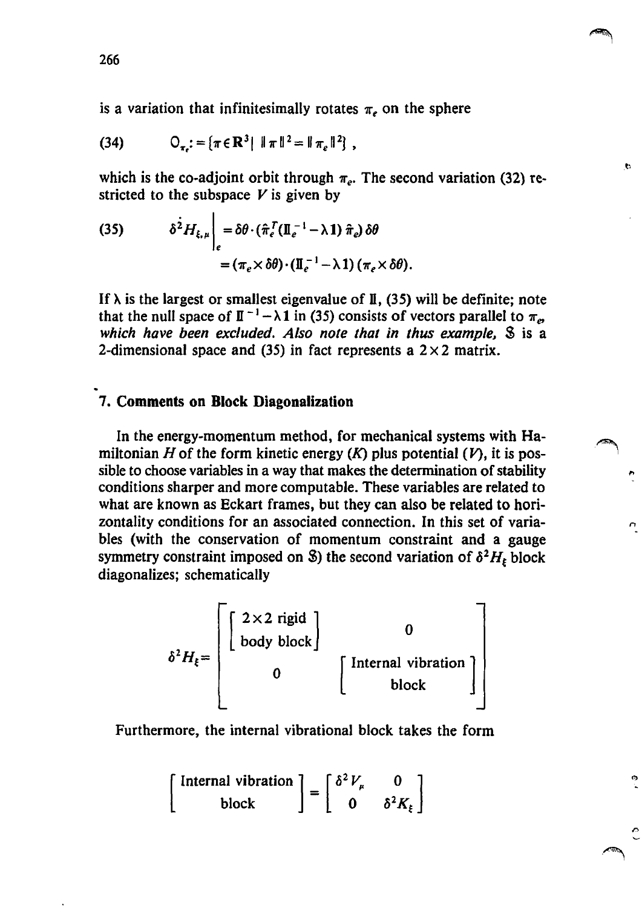is a variation that infinitesimally rotates $\pi_e$ on the sphere

$$\text{(34)} \qquad O_{\pi_e} := \{\pi \in \mathbf{R}^3 | \ \|\pi\|^2 = \|\pi_e\|^2\} ,$$

which is the co-adjoint orbit through $\pi_e$. The second variation (32) restricted to the subspace $V$ is given by

$$\text{(35)} \qquad \delta^2 H_{\xi,\mu}\Big|_e = \delta\theta \cdot (\hat{\pi}_e^T (\mathbb{I}_e^{-1} - \lambda \mathbf{1})\, \hat{\pi}_e)\, \delta\theta$$
$$= (\pi_e \times \delta\theta) \cdot (\mathbb{I}_e^{-1} - \lambda \mathbf{1})\, (\pi_e \times \delta\theta).$$

If $\lambda$ is the largest or smallest eigenvalue of $\mathbb{I}$, (35) will be definite; note that the null space of $\mathbb{I}^{-1} - \lambda \mathbf{1}$ in (35) consists of vectors parallel to $\pi_e$, *which have been excluded. Also note that in thus example,* $\mathcal{S}$ *is a 2-dimensional space and (35) in fact represents a* $2 \times 2$ *matrix.*

## 7. Comments on Block Diagonalization

In the energy-momentum method, for mechanical systems with Hamiltonian $H$ of the form kinetic energy ($K$) plus potential ($V$), it is possible to choose variables in a way that makes the determination of stability conditions sharper and more computable. These variables are related to what are known as Eckart frames, but they can also be related to horizontality conditions for an associated connection. In this set of variables (with the conservation of momentum constraint and a gauge symmetry constraint imposed on $\mathcal{S}$) the second variation of $\delta^2 H_\xi$ block diagonalizes; schematically

$$\delta^2 H_\xi = \begin{bmatrix} \begin{bmatrix} 2\times 2 \text{ rigid} \\ \text{body block} \end{bmatrix} & 0 \\ 0 & \begin{bmatrix} \text{Internal vibration} \\ \text{block} \end{bmatrix} \end{bmatrix}$$

Furthermore, the internal vibrational block takes the form

$$\begin{bmatrix} \text{Internal vibration} \\ \text{block} \end{bmatrix} = \begin{bmatrix} \delta^2 V_\mu & 0 \\ 0 & \delta^2 K_\xi \end{bmatrix}$$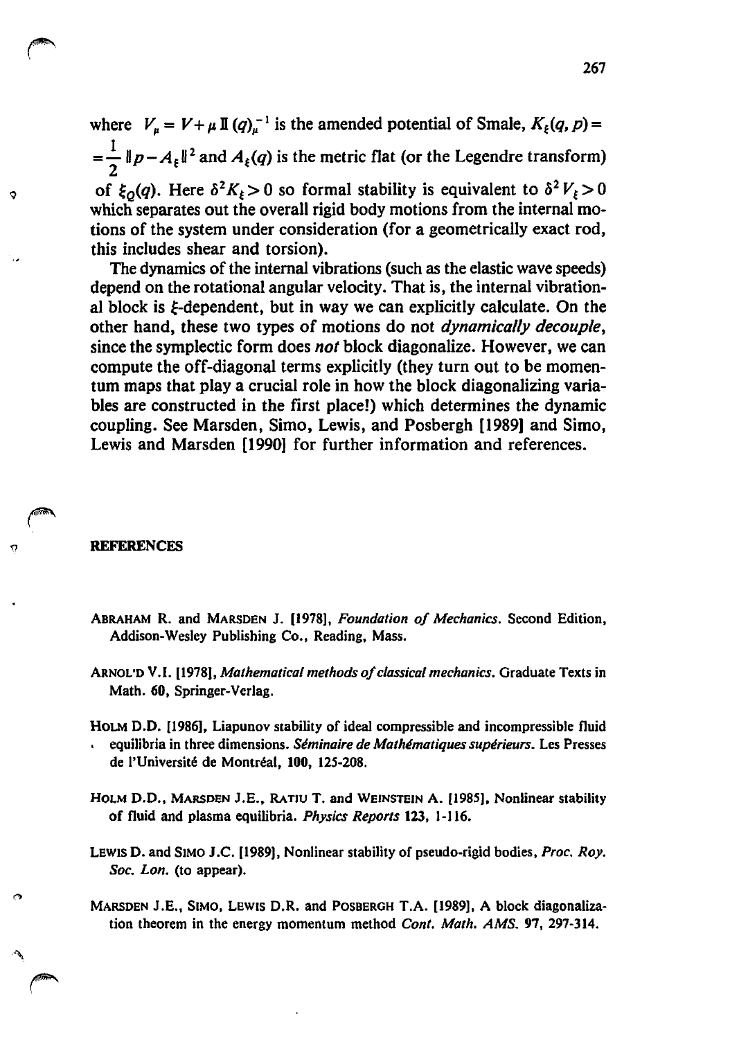where $V_\mu = V + \mu \mathbb{I}(q)_\mu^{-1}$ is the amended potential of Smale, $K_\xi(q, p) = \frac{1}{2}\|p - A_\xi\|^2$ and $A_\xi(q)$ is the metric flat (or the Legendre transform) of $\xi_Q(q)$. Here $\delta^2 K_\xi > 0$ so formal stability is equivalent to $\delta^2 V_\xi > 0$ which separates out the overall rigid body motions from the internal motions of the system under consideration (for a geometrically exact rod, this includes shear and torsion).

The dynamics of the internal vibrations (such as the elastic wave speeds) depend on the rotational angular velocity. That is, the internal vibrational block is $\xi$-dependent, but in way we can explicitly calculate. On the other hand, these two types of motions do not *dynamically decouple*, since the symplectic form does *not* block diagonalize. However, we can compute the off-diagonal terms explicitly (they turn out to be momentum maps that play a crucial role in how the block diagonalizing variables are constructed in the first place!) which determines the dynamic coupling. See Marsden, Simo, Lewis, and Posbergh [1989] and Simo, Lewis and Marsden [1990] for further information and references.

## REFERENCES

ABRAHAM R. and MARSDEN J. [1978], *Foundation of Mechanics*. Second Edition, Addison-Wesley Publishing Co., Reading, Mass.

ARNOL'D V.I. [1978], *Mathematical methods of classical mechanics*. Graduate Texts in Math. **60**, Springer-Verlag.

HOLM D.D. [1986], Liapunov stability of ideal compressible and incompressible fluid equilibria in three dimensions. *Séminaire de Mathématiques supérieurs*. Les Presses de l'Université de Montréal, **100**, 125-208.

HOLM D.D., MARSDEN J.E., RATIU T. and WEINSTEIN A. [1985], Nonlinear stability of fluid and plasma equilibria. *Physics Reports* **123**, 1-116.

LEWIS D. and SIMO J.C. [1989], Nonlinear stability of pseudo-rigid bodies, *Proc. Roy. Soc. Lon.* (to appear).

MARSDEN J.E., SIMO, LEWIS D.R. and POSBERGH T.A. [1989], A block diagonalization theorem in the energy momentum method *Cont. Math. AMS.* **97**, 297-314.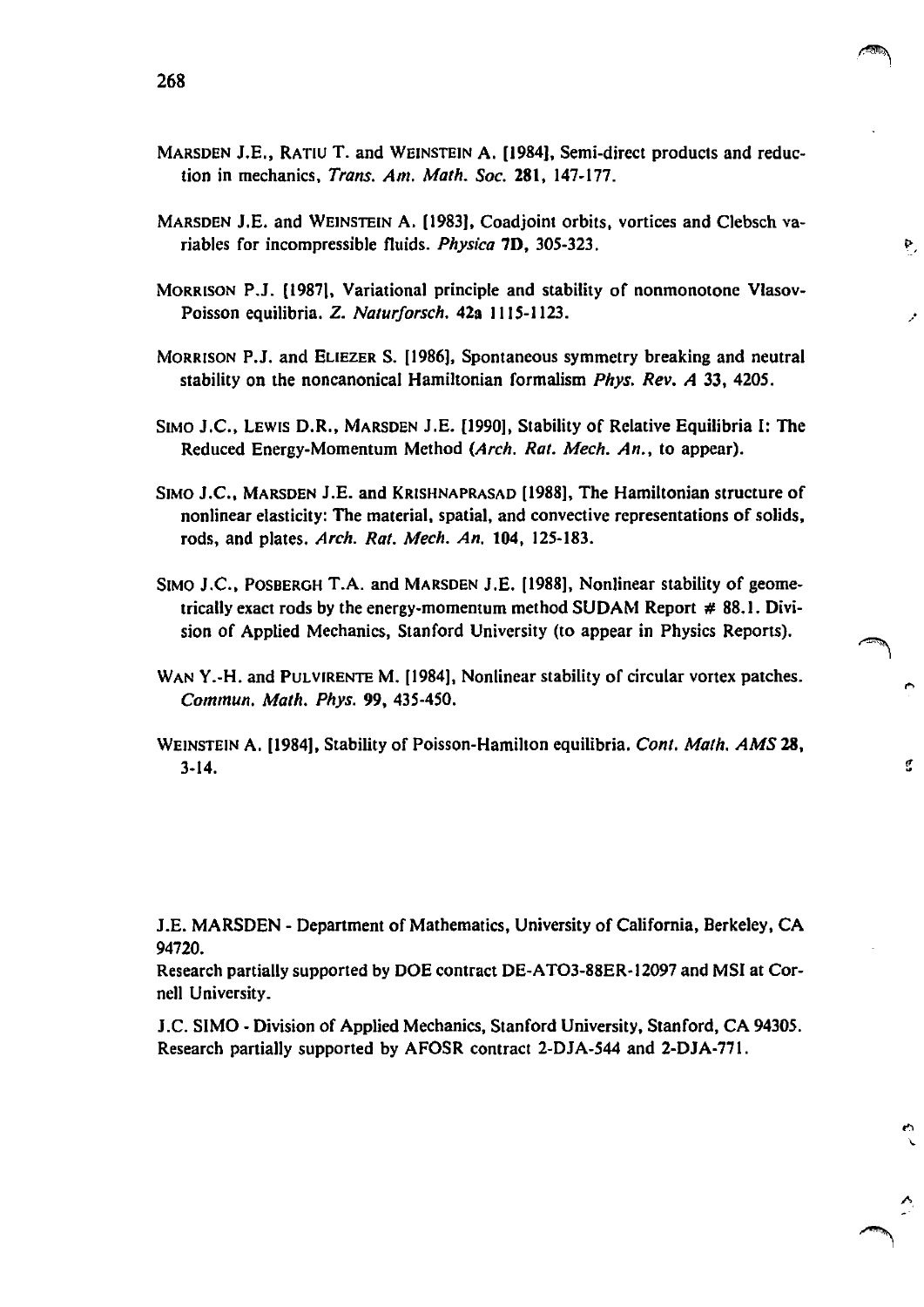MARSDEN J.E., RATIU T. and WEINSTEIN A. [1984], Semi-direct products and reduction in mechanics, *Trans. Am. Math. Soc.* **281**, 147-177.

MARSDEN J.E. and WEINSTEIN A. [1983], Coadjoint orbits, vortices and Clebsch variables for incompressible fluids. *Physica* **7D**, 305-323.

MORRISON P.J. [1987], Variational principle and stability of nonmonotone Vlasov-Poisson equilibria. *Z. Naturforsch.* **42a** 1115-1123.

MORRISON P.J. and ELIEZER S. [1986], Spontaneous symmetry breaking and neutral stability on the noncanonical Hamiltonian formalism *Phys. Rev. A* **33**, 4205.

SIMO J.C., LEWIS D.R., MARSDEN J.E. [1990], Stability of Relative Equilibria I: The Reduced Energy-Momentum Method (*Arch. Rat. Mech. An.*, to appear).

SIMO J.C., MARSDEN J.E. and KRISHNAPRASAD [1988], The Hamiltonian structure of nonlinear elasticity: The material, spatial, and convective representations of solids, rods, and plates. *Arch. Rat. Mech. An.* **104**, 125-183.

SIMO J.C., POSBERGH T.A. and MARSDEN J.E. [1988], Nonlinear stability of geometrically exact rods by the energy-momentum method SUDAM Report # 88.1. Division of Applied Mechanics, Stanford University (to appear in Physics Reports).

WAN Y.-H. and PULVIRENTE M. [1984], Nonlinear stability of circular vortex patches. *Commun. Math. Phys.* **99**, 435-450.

WEINSTEIN A. [1984], Stability of Poisson-Hamilton equilibria. *Cont. Math. AMS* **28**, 3-14.

J.E. MARSDEN - Department of Mathematics, University of California, Berkeley, CA 94720.
Research partially supported by DOE contract DE-AT03-88ER-12097 and MSI at Cornell University.

J.C. SIMO - Division of Applied Mechanics, Stanford University, Stanford, CA 94305.
Research partially supported by AFOSR contract 2-DJA-544 and 2-DJA-771.